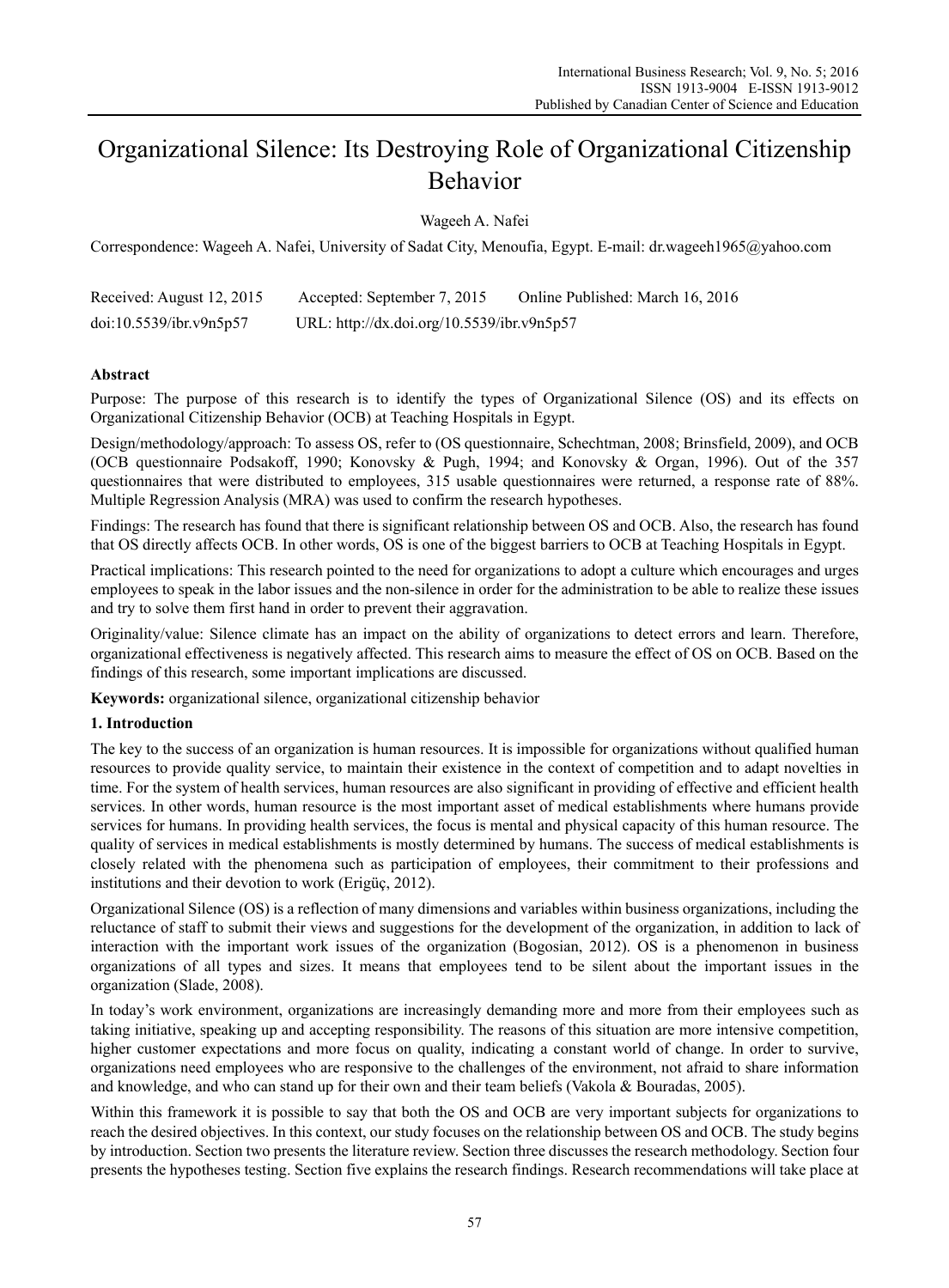# Organizational Silence: Its Destroying Role of Organizational Citizenship Behavior

Wageeh A. Nafei

Correspondence: Wageeh A. Nafei, University of Sadat City, Menoufia, Egypt. E-mail: dr.wageeh1965@yahoo.com

Received: August 12, 2015 Accepted: September 7, 2015 Online Published: March 16, 2016

doi:10.5539/ibr.v9n5p57 URL: http://dx.doi.org/10.5539/ibr.v9n5p57

## Abstract

Purpose: The purpose of this research is to identify the types of Organizational Silence (OS) and its effects on Organizational Citizenship Behavior (OCB) at Teaching Hospitals in Egypt.

Design/methodology/approach: To assess OS, refer to (OS questionnaire, Schechtman, 2008; Brinsfield, 2009), and OCB (OCB questionnaire Podsakoff, 1990; Konovsky & Pugh, 1994; and Konovsky & Organ, 1996). Out of the 357 questionnaires that were distributed to employees, 315 usable questionnaires were returned, a response rate of 88%. Multiple Regression Analysis (MRA) was used to confirm the research hypotheses.

Findings: The research has found that there is significant relationship between OS and OCB. Also, the research has found that OS directly affects OCB. In other words, OS is one of the biggest barriers to OCB at Teaching Hospitals in Egypt.

Practical implications: This research pointed to the need for organizations to adopt a culture which encourages and urges employees to speak in the labor issues and the non-silence in order for the administration to be able to realize these issues and try to solve them first hand in order to prevent their aggravation.

Originality/value: Silence climate has an impact on the ability of organizations to detect errors and learn. Therefore, organizational effectiveness is negatively affected. This research aims to measure the effect of OS on OCB. Based on the findings of this research, some important implications are discussed.

**Keywords:** organizational silence, organizational citizenship behavior

## 1. Introduction

The key to the success of an organization is human resources. It is impossible for organizations without qualified human resources to provide quality service, to maintain their existence in the context of competition and to adapt novelties in time. For the system of health services, human resources are also significant in providing of effective and efficient health services. In other words, human resource is the most important asset of medical establishments where humans provide services for humans. In providing health services, the focus is mental and physical capacity of this human resource. The quality of services in medical establishments is mostly determined by humans. The success of medical establishments is closely related with the phenomena such as participation of employees, their commitment to their professions and institutions and their devotion to work (Erigüç, 2012).

Organizational Silence (OS) is a reflection of many dimensions and variables within business organizations, including the reluctance of staff to submit their views and suggestions for the development of the organization, in addition to lack of interaction with the important work issues of the organization (Bogosian, 2012). OS is a phenomenon in business organizations of all types and sizes. It means that employees tend to be silent about the important issues in the organization (Slade, 2008).

In today's work environment, organizations are increasingly demanding more and more from their employees such as taking initiative, speaking up and accepting responsibility. The reasons of this situation are more intensive competition, higher customer expectations and more focus on quality, indicating a constant world of change. In order to survive, organizations need employees who are responsive to the challenges of the environment, not afraid to share information and knowledge, and who can stand up for their own and their team beliefs (Vakola & Bouradas, 2005).

Within this framework it is possible to say that both the OS and OCB are very important subjects for organizations to reach the desired objectives. In this context, our study focuses on the relationship between OS and OCB. The study begins by introduction. Section two presents the literature review. Section three discusses the research methodology. Section four presents the hypotheses testing. Section five explains the research findings. Research recommendations will take place at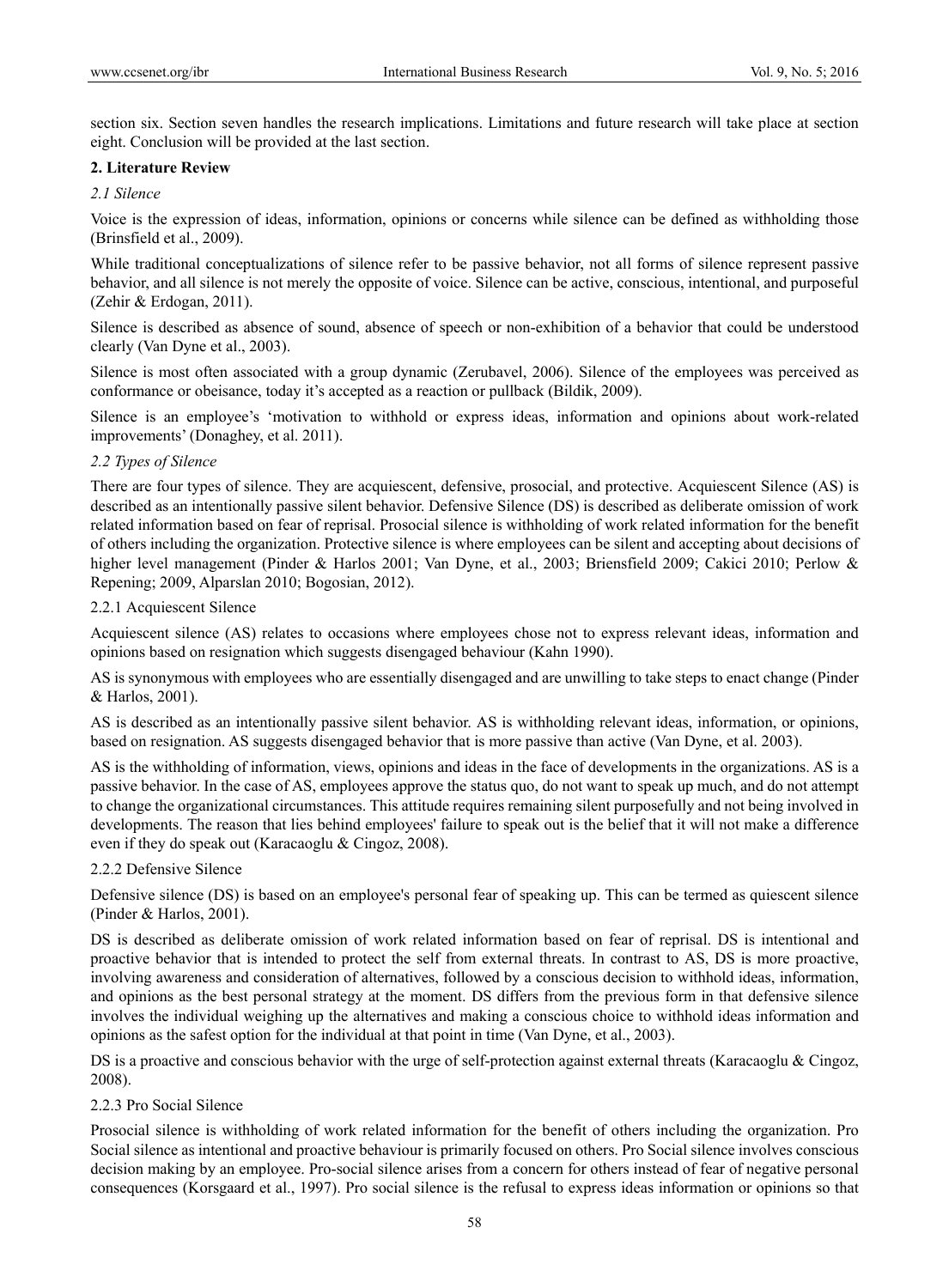section six. Section seven handles the research implications. Limitations and future research will take place at section eight. Conclusion will be provided at the last section.

## 2. Literature Review

### *2.1 Silence*

Voice is the expression of ideas, information, opinions or concerns while silence can be defined as withholding those (Brinsfield et al., 2009).

While traditional conceptualizations of silence refer to be passive behavior, not all forms of silence represent passive behavior, and all silence is not merely the opposite of voice. Silence can be active, conscious, intentional, and purposeful (Zehir & Erdogan, 2011).

Silence is described as absence of sound, absence of speech or non-exhibition of a behavior that could be understood clearly (Van Dyne et al., 2003).

Silence is most often associated with a group dynamic (Zerubavel, 2006). Silence of the employees was perceived as conformance or obeisance, today it's accepted as a reaction or pullback (Bildik, 2009).

Silence is an employee's 'motivation to withhold or express ideas, information and opinions about work-related improvements' (Donaghey, et al. 2011).

### *2.2 Types of Silence*

There are four types of silence. They are acquiescent, defensive, prosocial, and protective. Acquiescent Silence (AS) is described as an intentionally passive silent behavior. Defensive Silence (DS) is described as deliberate omission of work related information based on fear of reprisal. Prosocial silence is withholding of work related information for the benefit of others including the organization. Protective silence is where employees can be silent and accepting about decisions of higher level management (Pinder & Harlos 2001; Van Dyne, et al., 2003; Briensfield 2009; Cakici 2010; Perlow & Repening; 2009, Alparslan 2010; Bogosian, 2012).

#### 2.2.1 Acquiescent Silence

Acquiescent silence (AS) relates to occasions where employees chose not to express relevant ideas, information and opinions based on resignation which suggests disengaged behaviour (Kahn 1990).

AS is synonymous with employees who are essentially disengaged and are unwilling to take steps to enact change (Pinder & Harlos, 2001).

AS is described as an intentionally passive silent behavior. AS is withholding relevant ideas, information, or opinions, based on resignation. AS suggests disengaged behavior that is more passive than active (Van Dyne, et al. 2003).

AS is the withholding of information, views, opinions and ideas in the face of developments in the organizations. AS is a passive behavior. In the case of AS, employees approve the status quo, do not want to speak up much, and do not attempt to change the organizational circumstances. This attitude requires remaining silent purposefully and not being involved in developments. The reason that lies behind employees' failure to speak out is the belief that it will not make a difference even if they do speak out (Karacaoglu & Cingoz, 2008).

#### 2.2.2 Defensive Silence

Defensive silence (DS) is based on an employee's personal fear of speaking up. This can be termed as quiescent silence (Pinder & Harlos, 2001).

DS is described as deliberate omission of work related information based on fear of reprisal. DS is intentional and proactive behavior that is intended to protect the self from external threats. In contrast to AS, DS is more proactive, involving awareness and consideration of alternatives, followed by a conscious decision to withhold ideas, information, and opinions as the best personal strategy at the moment. DS differs from the previous form in that defensive silence involves the individual weighing up the alternatives and making a conscious choice to withhold ideas information and opinions as the safest option for the individual at that point in time (Van Dyne, et al., 2003).

DS is a proactive and conscious behavior with the urge of self-protection against external threats (Karacaoglu & Cingoz, 2008).

#### 2.2.3 Pro Social Silence

Prosocial silence is withholding of work related information for the benefit of others including the organization. Pro Social silence as intentional and proactive behaviour is primarily focused on others. Pro Social silence involves conscious decision making by an employee. Pro-social silence arises from a concern for others instead of fear of negative personal consequences (Korsgaard et al., 1997). Pro social silence is the refusal to express ideas information or opinions so that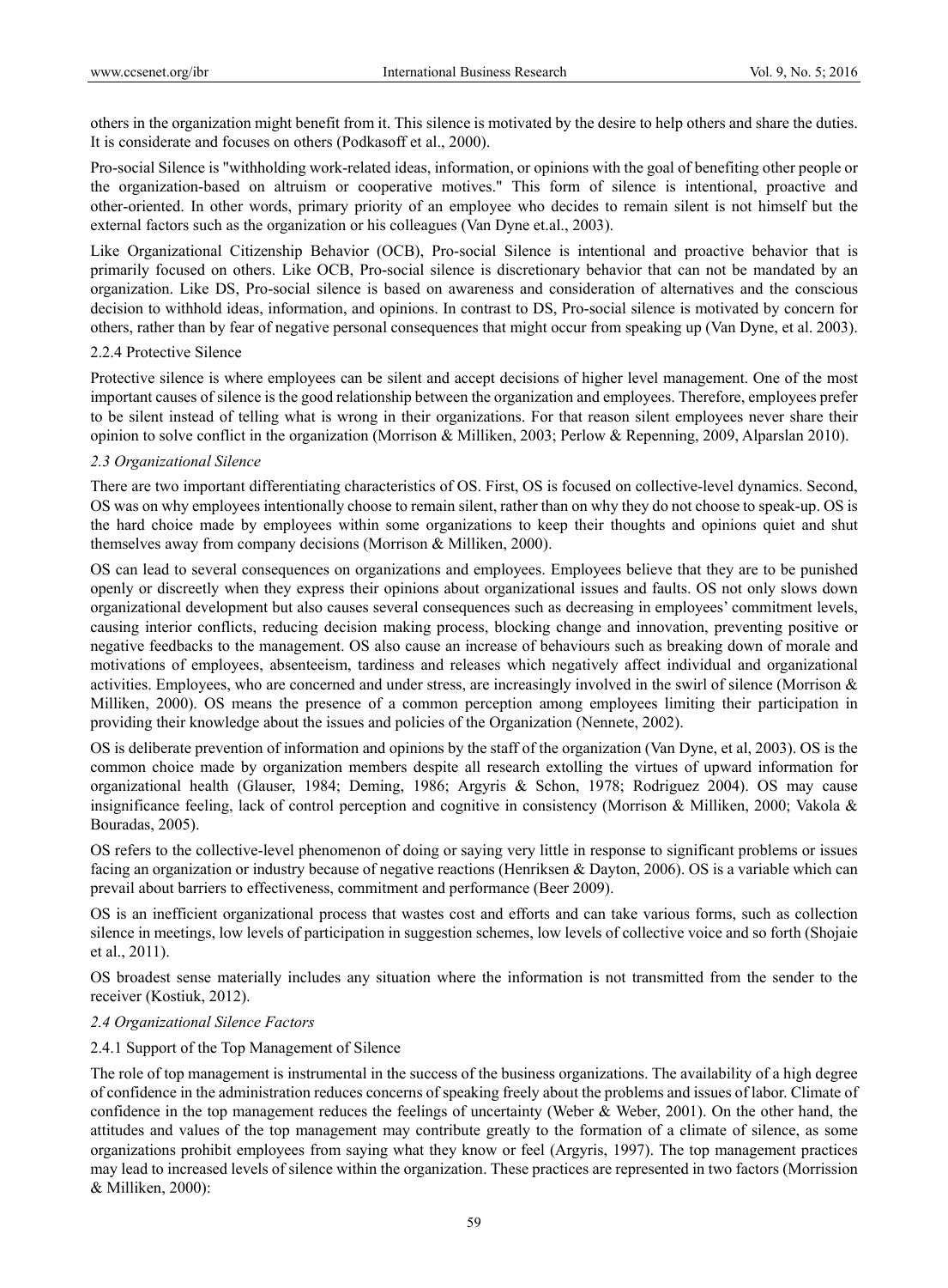others in the organization might benefit from it. This silence is motivated by the desire to help others and share the duties. It is considerate and focuses on others (Podkasoff et al., 2000).

Pro-social Silence is "withholding work-related ideas, information, or opinions with the goal of benefiting other people or the organization-based on altruism or cooperative motives." This form of silence is intentional, proactive and other-oriented. In other words, primary priority of an employee who decides to remain silent is not himself but the external factors such as the organization or his colleagues (Van Dyne et.al., 2003).

Like Organizational Citizenship Behavior (OCB), Pro-social Silence is intentional and proactive behavior that is primarily focused on others. Like OCB, Pro-social silence is discretionary behavior that can not be mandated by an organization. Like DS, Pro-social silence is based on awareness and consideration of alternatives and the conscious decision to withhold ideas, information, and opinions. In contrast to DS, Pro-social silence is motivated by concern for others, rather than by fear of negative personal consequences that might occur from speaking up (Van Dyne, et al. 2003).

#### 2.2.4 Protective Silence

Protective silence is where employees can be silent and accept decisions of higher level management. One of the most important causes of silence is the good relationship between the organization and employees. Therefore, employees prefer to be silent instead of telling what is wrong in their organizations. For that reason silent employees never share their opinion to solve conflict in the organization (Morrison & Milliken, 2003; Perlow & Repenning, 2009, Alparslan 2010).

### *2.3 Organizational Silence*

There are two important differentiating characteristics of OS. First, OS is focused on collective-level dynamics. Second, OS was on why employees intentionally choose to remain silent, rather than on why they do not choose to speak-up. OS is the hard choice made by employees within some organizations to keep their thoughts and opinions quiet and shut themselves away from company decisions (Morrison & Milliken, 2000).

OS can lead to several consequences on organizations and employees. Employees believe that they are to be punished openly or discreetly when they express their opinions about organizational issues and faults. OS not only slows down organizational development but also causes several consequences such as decreasing in employees' commitment levels, causing interior conflicts, reducing decision making process, blocking change and innovation, preventing positive or negative feedbacks to the management. OS also cause an increase of behaviours such as breaking down of morale and motivations of employees, absenteeism, tardiness and releases which negatively affect individual and organizational activities. Employees, who are concerned and under stress, are increasingly involved in the swirl of silence (Morrison & Milliken, 2000). OS means the presence of a common perception among employees limiting their participation in providing their knowledge about the issues and policies of the Organization (Nennete, 2002).

OS is deliberate prevention of information and opinions by the staff of the organization (Van Dyne, et al, 2003). OS is the common choice made by organization members despite all research extolling the virtues of upward information for organizational health (Glauser, 1984; Deming, 1986; Argyris & Schon, 1978; Rodriguez 2004). OS may cause insignificance feeling, lack of control perception and cognitive in consistency (Morrison & Milliken, 2000; Vakola & Bouradas, 2005).

OS refers to the collective-level phenomenon of doing or saying very little in response to significant problems or issues facing an organization or industry because of negative reactions (Henriksen & Dayton, 2006). OS is a variable which can prevail about barriers to effectiveness, commitment and performance (Beer 2009).

OS is an inefficient organizational process that wastes cost and efforts and can take various forms, such as collection silence in meetings, low levels of participation in suggestion schemes, low levels of collective voice and so forth (Shojaie et al., 2011).

OS broadest sense materially includes any situation where the information is not transmitted from the sender to the receiver (Kostiuk, 2012).

### *2.4 Organizational Silence Factors*

#### 2.4.1 Support of the Top Management of Silence

The role of top management is instrumental in the success of the business organizations. The availability of a high degree of confidence in the administration reduces concerns of speaking freely about the problems and issues of labor. Climate of confidence in the top management reduces the feelings of uncertainty (Weber & Weber, 2001). On the other hand, the attitudes and values of the top management may contribute greatly to the formation of a climate of silence, as some organizations prohibit employees from saying what they know or feel (Argyris, 1997). The top management practices may lead to increased levels of silence within the organization. These practices are represented in two factors (Morrission & Milliken, 2000):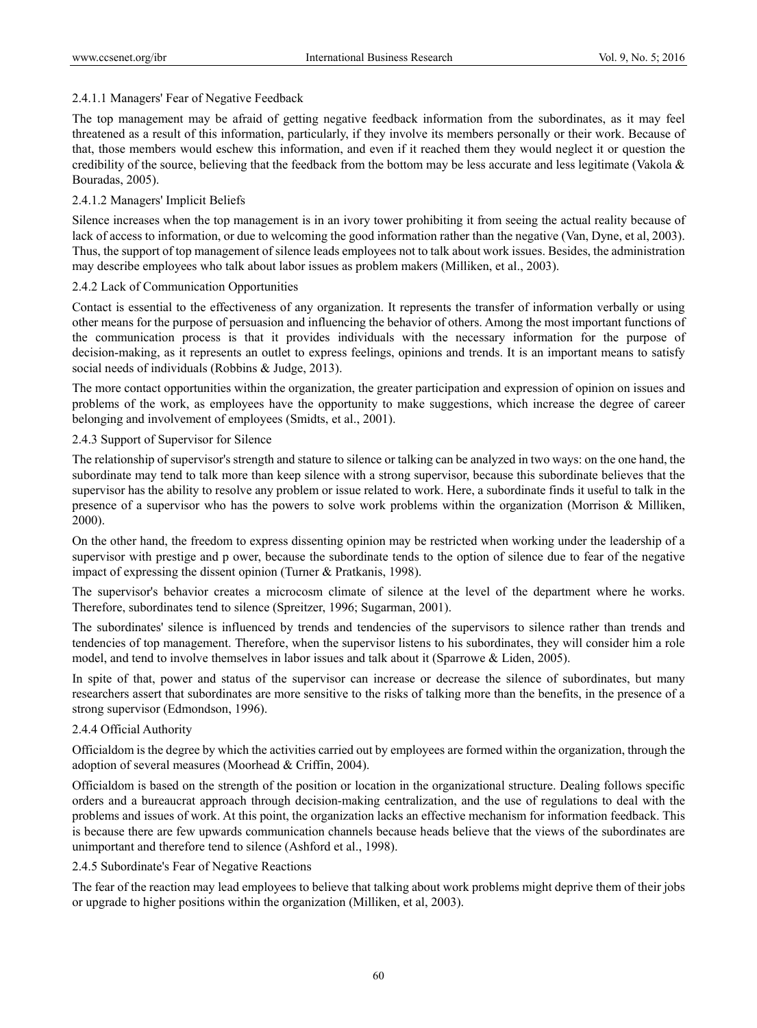#### 2.4.1.1 Managers' Fear of Negative Feedback

The top management may be afraid of getting negative feedback information from the subordinates, as it may feel threatened as a result of this information, particularly, if they involve its members personally or their work. Because of that, those members would eschew this information, and even if it reached them they would neglect it or question the credibility of the source, believing that the feedback from the bottom may be less accurate and less legitimate (Vakola & Bouradas, 2005).

#### 2.4.1.2 Managers' Implicit Beliefs

Silence increases when the top management is in an ivory tower prohibiting it from seeing the actual reality because of lack of access to information, or due to welcoming the good information rather than the negative (Van, Dyne, et al, 2003). Thus, the support of top management of silence leads employees not to talk about work issues. Besides, the administration may describe employees who talk about labor issues as problem makers (Milliken, et al., 2003).

### 2.4.2 Lack of Communication Opportunities

Contact is essential to the effectiveness of any organization. It represents the transfer of information verbally or using other means for the purpose of persuasion and influencing the behavior of others. Among the most important functions of the communication process is that it provides individuals with the necessary information for the purpose of decision-making, as it represents an outlet to express feelings, opinions and trends. It is an important means to satisfy social needs of individuals (Robbins & Judge, 2013).

The more contact opportunities within the organization, the greater participation and expression of opinion on issues and problems of the work, as employees have the opportunity to make suggestions, which increase the degree of career belonging and involvement of employees (Smidts, et al., 2001).

### 2.4.3 Support of Supervisor for Silence

The relationship of supervisor's strength and stature to silence or talking can be analyzed in two ways: on the one hand, the subordinate may tend to talk more than keep silence with a strong supervisor, because this subordinate believes that the supervisor has the ability to resolve any problem or issue related to work. Here, a subordinate finds it useful to talk in the presence of a supervisor who has the powers to solve work problems within the organization (Morrison & Milliken, 2000).

On the other hand, the freedom to express dissenting opinion may be restricted when working under the leadership of a supervisor with prestige and p ower, because the subordinate tends to the option of silence due to fear of the negative impact of expressing the dissent opinion (Turner & Pratkanis, 1998).

The supervisor's behavior creates a microcosm climate of silence at the level of the department where he works. Therefore, subordinates tend to silence (Spreitzer, 1996; Sugarman, 2001).

The subordinates' silence is influenced by trends and tendencies of the supervisors to silence rather than trends and tendencies of top management. Therefore, when the supervisor listens to his subordinates, they will consider him a role model, and tend to involve themselves in labor issues and talk about it (Sparrowe & Liden, 2005).

In spite of that, power and status of the supervisor can increase or decrease the silence of subordinates, but many researchers assert that subordinates are more sensitive to the risks of talking more than the benefits, in the presence of a strong supervisor (Edmondson, 1996).

### 2.4.4 Official Authority

Officialdom is the degree by which the activities carried out by employees are formed within the organization, through the adoption of several measures (Moorhead & Criffin, 2004).

Officialdom is based on the strength of the position or location in the organizational structure. Dealing follows specific orders and a bureaucrat approach through decision-making centralization, and the use of regulations to deal with the problems and issues of work. At this point, the organization lacks an effective mechanism for information feedback. This is because there are few upwards communication channels because heads believe that the views of the subordinates are unimportant and therefore tend to silence (Ashford et al., 1998).

### 2.4.5 Subordinate's Fear of Negative Reactions

The fear of the reaction may lead employees to believe that talking about work problems might deprive them of their jobs or upgrade to higher positions within the organization (Milliken, et al, 2003).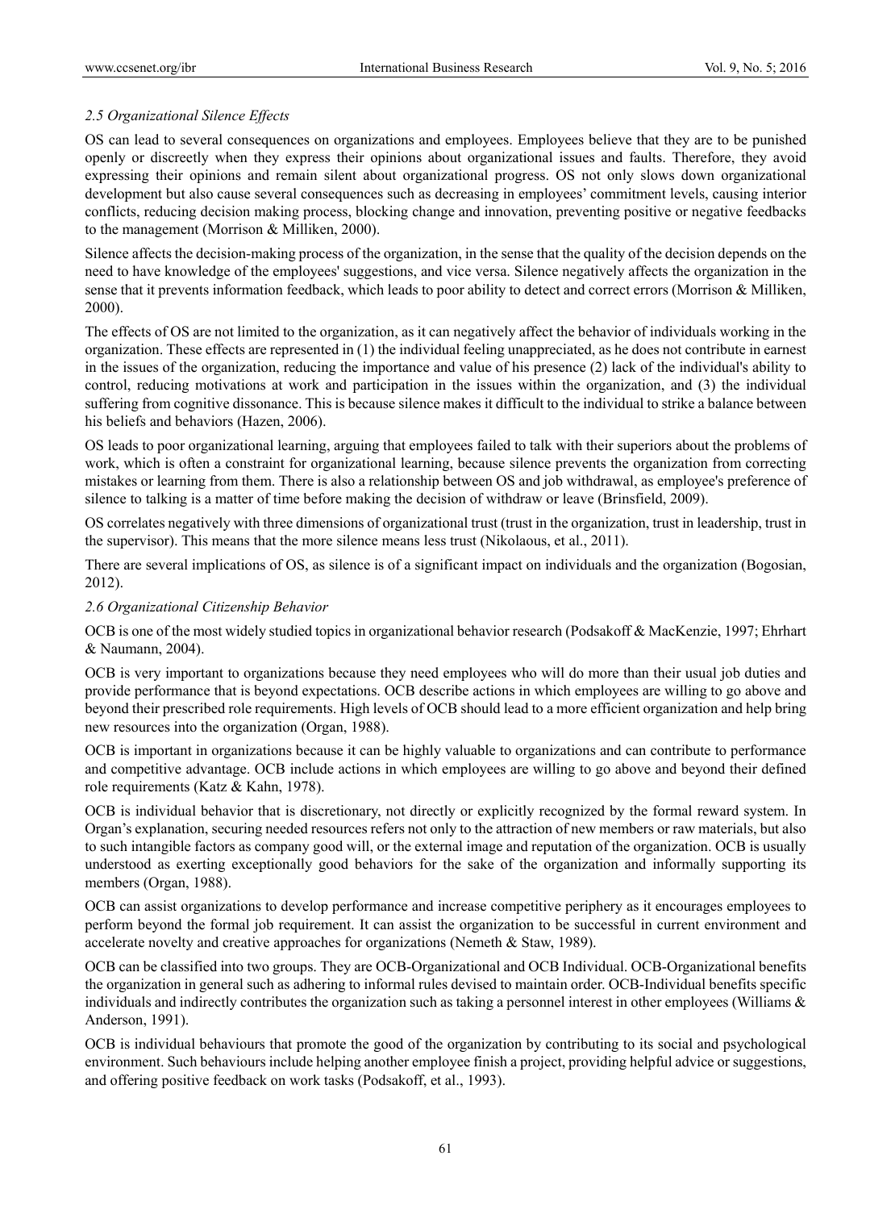### *2.5 Organizational Silence Effects*

OS can lead to several consequences on organizations and employees. Employees believe that they are to be punished openly or discreetly when they express their opinions about organizational issues and faults. Therefore, they avoid expressing their opinions and remain silent about organizational progress. OS not only slows down organizational development but also cause several consequences such as decreasing in employees' commitment levels, causing interior conflicts, reducing decision making process, blocking change and innovation, preventing positive or negative feedbacks to the management (Morrison & Milliken, 2000).

Silence affects the decision-making process of the organization, in the sense that the quality of the decision depends on the need to have knowledge of the employees' suggestions, and vice versa. Silence negatively affects the organization in the sense that it prevents information feedback, which leads to poor ability to detect and correct errors (Morrison & Milliken, 2000).

The effects of OS are not limited to the organization, as it can negatively affect the behavior of individuals working in the organization. These effects are represented in (1) the individual feeling unappreciated, as he does not contribute in earnest in the issues of the organization, reducing the importance and value of his presence (2) lack of the individual's ability to control, reducing motivations at work and participation in the issues within the organization, and (3) the individual suffering from cognitive dissonance. This is because silence makes it difficult to the individual to strike a balance between his beliefs and behaviors (Hazen, 2006).

OS leads to poor organizational learning, arguing that employees failed to talk with their superiors about the problems of work, which is often a constraint for organizational learning, because silence prevents the organization from correcting mistakes or learning from them. There is also a relationship between OS and job withdrawal, as employee's preference of silence to talking is a matter of time before making the decision of withdraw or leave (Brinsfield, 2009).

OS correlates negatively with three dimensions of organizational trust (trust in the organization, trust in leadership, trust in the supervisor). This means that the more silence means less trust (Nikolaous, et al., 2011).

There are several implications of OS, as silence is of a significant impact on individuals and the organization (Bogosian, 2012).

### *2.6 Organizational Citizenship Behavior*

OCB is one of the most widely studied topics in organizational behavior research (Podsakoff & MacKenzie, 1997; Ehrhart & Naumann, 2004).

OCB is very important to organizations because they need employees who will do more than their usual job duties and provide performance that is beyond expectations. OCB describe actions in which employees are willing to go above and beyond their prescribed role requirements. High levels of OCB should lead to a more efficient organization and help bring new resources into the organization (Organ, 1988).

OCB is important in organizations because it can be highly valuable to organizations and can contribute to performance and competitive advantage. OCB include actions in which employees are willing to go above and beyond their defined role requirements (Katz & Kahn, 1978).

OCB is individual behavior that is discretionary, not directly or explicitly recognized by the formal reward system. In Organ's explanation, securing needed resources refers not only to the attraction of new members or raw materials, but also to such intangible factors as company good will, or the external image and reputation of the organization. OCB is usually understood as exerting exceptionally good behaviors for the sake of the organization and informally supporting its members (Organ, 1988).

OCB can assist organizations to develop performance and increase competitive periphery as it encourages employees to perform beyond the formal job requirement. It can assist the organization to be successful in current environment and accelerate novelty and creative approaches for organizations (Nemeth & Staw, 1989).

OCB can be classified into two groups. They are OCB-Organizational and OCB Individual. OCB-Organizational benefits the organization in general such as adhering to informal rules devised to maintain order. OCB-Individual benefits specific individuals and indirectly contributes the organization such as taking a personnel interest in other employees (Williams & Anderson, 1991).

OCB is individual behaviours that promote the good of the organization by contributing to its social and psychological environment. Such behaviours include helping another employee finish a project, providing helpful advice or suggestions, and offering positive feedback on work tasks (Podsakoff, et al., 1993).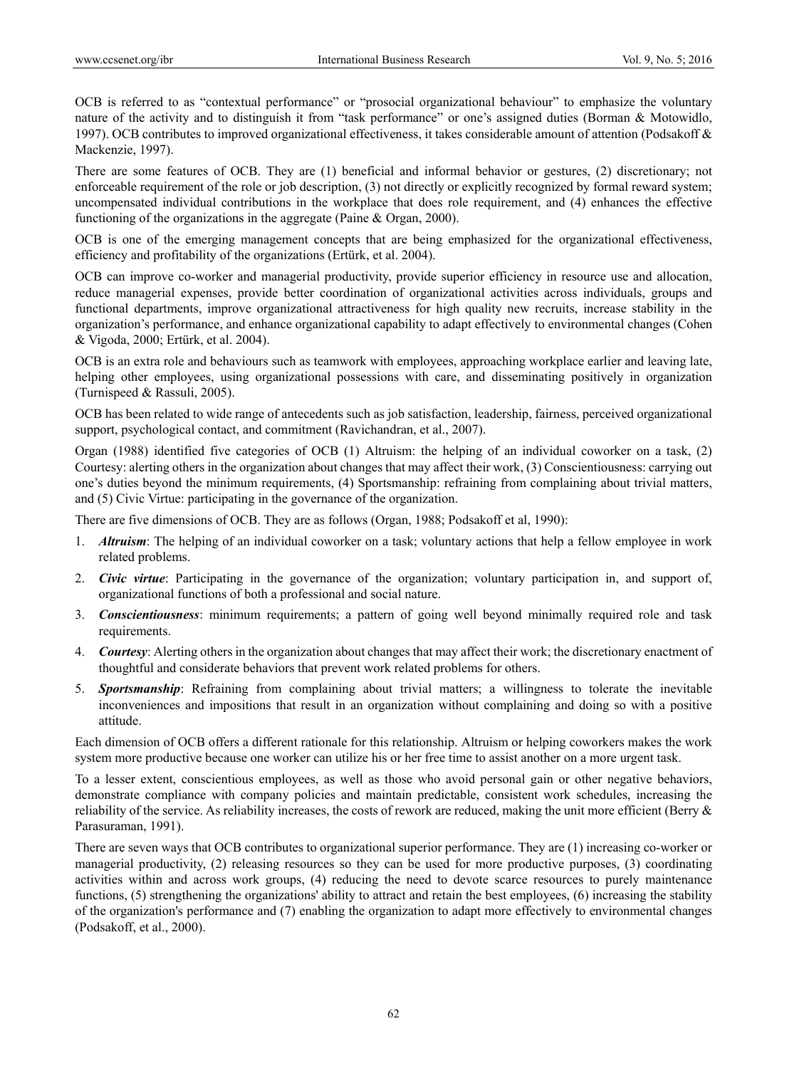OCB is referred to as "contextual performance" or "prosocial organizational behaviour" to emphasize the voluntary nature of the activity and to distinguish it from "task performance" or one's assigned duties (Borman & Motowidlo, 1997). OCB contributes to improved organizational effectiveness, it takes considerable amount of attention (Podsakoff & Mackenzie, 1997).

There are some features of OCB. They are (1) beneficial and informal behavior or gestures, (2) discretionary; not enforceable requirement of the role or job description, (3) not directly or explicitly recognized by formal reward system; uncompensated individual contributions in the workplace that does role requirement, and (4) enhances the effective functioning of the organizations in the aggregate (Paine & Organ, 2000).

OCB is one of the emerging management concepts that are being emphasized for the organizational effectiveness, efficiency and profitability of the organizations (Ertürk, et al. 2004).

OCB can improve co-worker and managerial productivity, provide superior efficiency in resource use and allocation, reduce managerial expenses, provide better coordination of organizational activities across individuals, groups and functional departments, improve organizational attractiveness for high quality new recruits, increase stability in the organization's performance, and enhance organizational capability to adapt effectively to environmental changes (Cohen & Vigoda, 2000; Ertürk, et al. 2004).

OCB is an extra role and behaviours such as teamwork with employees, approaching workplace earlier and leaving late, helping other employees, using organizational possessions with care, and disseminating positively in organization (Turnispeed & Rassuli, 2005).

OCB has been related to wide range of antecedents such as job satisfaction, leadership, fairness, perceived organizational support, psychological contact, and commitment (Ravichandran, et al., 2007).

Organ (1988) identified five categories of OCB (1) Altruism: the helping of an individual coworker on a task, (2) Courtesy: alerting others in the organization about changes that may affect their work, (3) Conscientiousness: carrying out one's duties beyond the minimum requirements, (4) Sportsmanship: refraining from complaining about trivial matters, and (5) Civic Virtue: participating in the governance of the organization.

There are five dimensions of OCB. They are as follows (Organ, 1988; Podsakoff et al, 1990):

1. ***Altruism***: The helping of an individual coworker on a task; voluntary actions that help a fellow employee in work related problems.
2. ***Civic virtue***: Participating in the governance of the organization; voluntary participation in, and support of, organizational functions of both a professional and social nature.
3. ***Conscientiousness***: minimum requirements; a pattern of going well beyond minimally required role and task requirements.
4. ***Courtesy***: Alerting others in the organization about changes that may affect their work; the discretionary enactment of thoughtful and considerate behaviors that prevent work related problems for others.
5. ***Sportsmanship***: Refraining from complaining about trivial matters; a willingness to tolerate the inevitable inconveniences and impositions that result in an organization without complaining and doing so with a positive attitude.

Each dimension of OCB offers a different rationale for this relationship. Altruism or helping coworkers makes the work system more productive because one worker can utilize his or her free time to assist another on a more urgent task.

To a lesser extent, conscientious employees, as well as those who avoid personal gain or other negative behaviors, demonstrate compliance with company policies and maintain predictable, consistent work schedules, increasing the reliability of the service. As reliability increases, the costs of rework are reduced, making the unit more efficient (Berry & Parasuraman, 1991).

There are seven ways that OCB contributes to organizational superior performance. They are (1) increasing co-worker or managerial productivity, (2) releasing resources so they can be used for more productive purposes, (3) coordinating activities within and across work groups, (4) reducing the need to devote scarce resources to purely maintenance functions, (5) strengthening the organizations' ability to attract and retain the best employees, (6) increasing the stability of the organization's performance and (7) enabling the organization to adapt more effectively to environmental changes (Podsakoff, et al., 2000).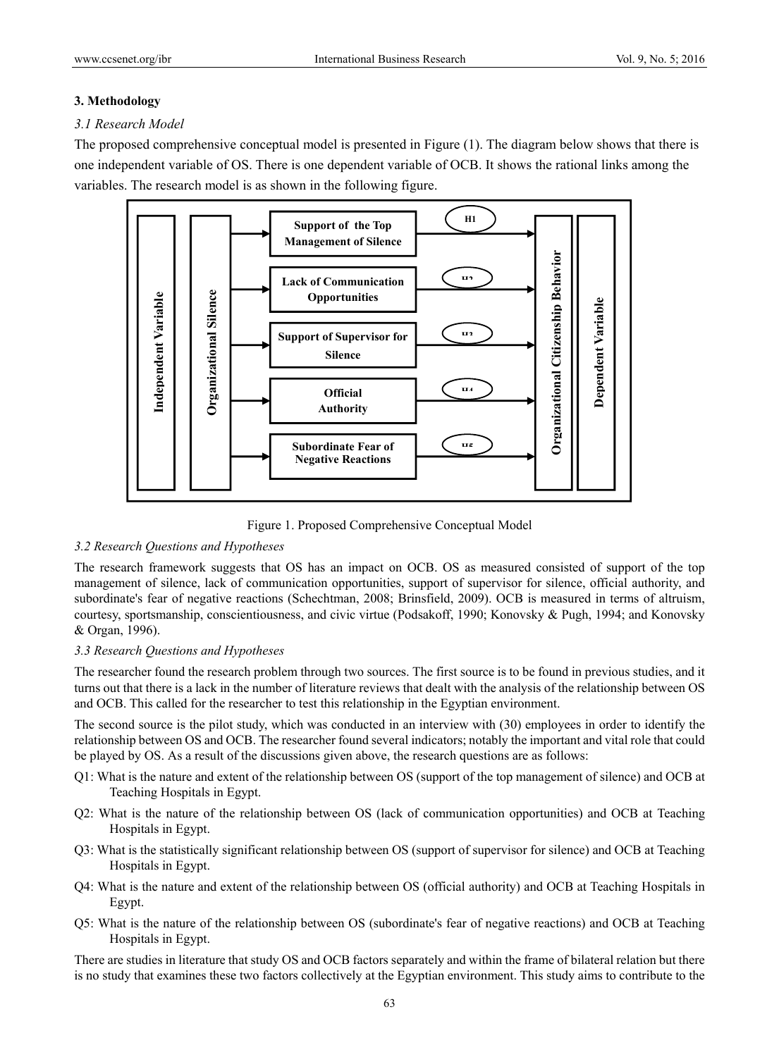## 3. Methodology

### *3.1 Research Model*

The proposed comprehensive conceptual model is presented in Figure (1). The diagram below shows that there is one independent variable of OS. There is one dependent variable of OCB. It shows the rational links among the variables. The research model is as shown in the following figure.

Figure 1. Proposed Comprehensive Conceptual Model

### *3.2 Research Questions and Hypotheses*

The research framework suggests that OS has an impact on OCB. OS as measured consisted of support of the top management of silence, lack of communication opportunities, support of supervisor for silence, official authority, and subordinate's fear of negative reactions (Schechtman, 2008; Brinsfield, 2009). OCB is measured in terms of altruism, courtesy, sportsmanship, conscientiousness, and civic virtue (Podsakoff, 1990; Konovsky & Pugh, 1994; and Konovsky & Organ, 1996).

### *3.3 Research Questions and Hypotheses*

The researcher found the research problem through two sources. The first source is to be found in previous studies, and it turns out that there is a lack in the number of literature reviews that dealt with the analysis of the relationship between OS and OCB. This called for the researcher to test this relationship in the Egyptian environment.

The second source is the pilot study, which was conducted in an interview with (30) employees in order to identify the relationship between OS and OCB. The researcher found several indicators; notably the important and vital role that could be played by OS. As a result of the discussions given above, the research questions are as follows:

Q1: What is the nature and extent of the relationship between OS (support of the top management of silence) and OCB at Teaching Hospitals in Egypt.

Q2: What is the nature of the relationship between OS (lack of communication opportunities) and OCB at Teaching Hospitals in Egypt.

Q3: What is the statistically significant relationship between OS (support of supervisor for silence) and OCB at Teaching Hospitals in Egypt.

Q4: What is the nature and extent of the relationship between OS (official authority) and OCB at Teaching Hospitals in Egypt.

Q5: What is the nature of the relationship between OS (subordinate's fear of negative reactions) and OCB at Teaching Hospitals in Egypt.

There are studies in literature that study OS and OCB factors separately and within the frame of bilateral relation but there is no study that examines these two factors collectively at the Egyptian environment. This study aims to contribute to the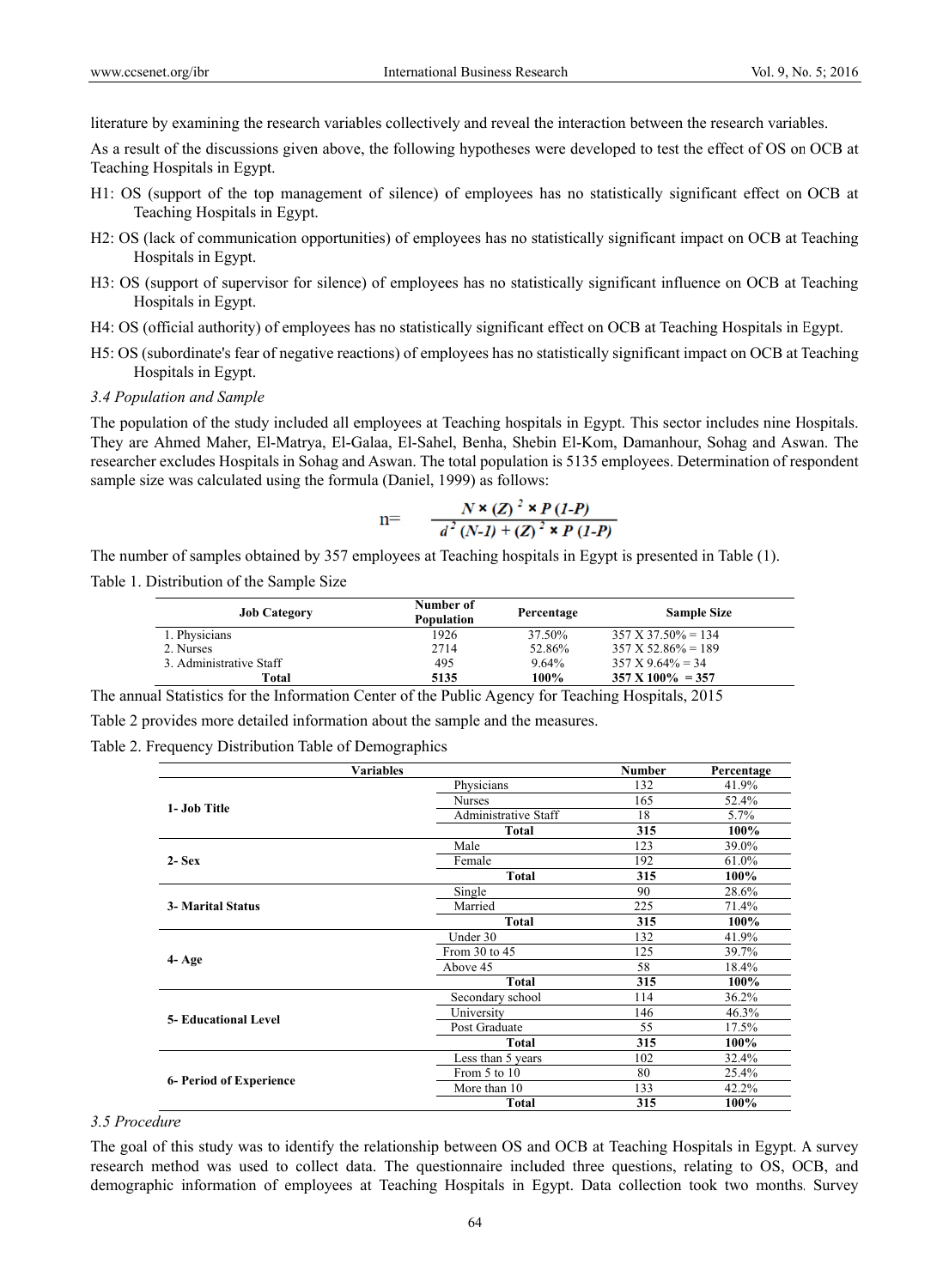literature by examining the research variables collectively and reveal the interaction between the research variables.

As a result of the discussions given above, the following hypotheses were developed to test the effect of OS on OCB at Teaching Hospitals in Egypt.

H1: OS (support of the top management of silence) of employees has no statistically significant effect on OCB at Teaching Hospitals in Egypt.

H2: OS (lack of communication opportunities) of employees has no statistically significant impact on OCB at Teaching Hospitals in Egypt.

H3: OS (support of supervisor for silence) of employees has no statistically significant influence on OCB at Teaching Hospitals in Egypt.

H4: OS (official authority) of employees has no statistically significant effect on OCB at Teaching Hospitals in Egypt.

H5: OS (subordinate's fear of negative reactions) of employees has no statistically significant impact on OCB at Teaching Hospitals in Egypt.

### *3.4 Population and Sample*

The population of the study included all employees at Teaching hospitals in Egypt. This sector includes nine Hospitals. They are Ahmed Maher, El-Matrya, El-Galaa, El-Sahel, Benha, Shebin El-Kom, Damanhour, Sohag and Aswan. The researcher excludes Hospitals in Sohag and Aswan. The total population is 5135 employees. Determination of respondent sample size was calculated using the formula (Daniel, 1999) as follows:

$$n = \frac{N \times (Z)^2 \times P(1-P)}{d^2(N-1) + (Z)^2 \times P(1-P)}$$

The number of samples obtained by 357 employees at Teaching hospitals in Egypt is presented in Table (1).

Table 1. Distribution of the Sample Size

| Job Category | Number of Population | Percentage | Sample Size |
|---|---|---|---|
| 1. Physicians | 1926 | 37.50% | 357 X 37.50% = 134 |
| 2. Nurses | 2714 | 52.86% | 357 X 52.86% = 189 |
| 3. Administrative Staff | 495 | 9.64% | 357 X 9.64% = 34 |
| **Total** | **5135** | **100%** | **357 X 100% = 357** |

The annual Statistics for the Information Center of the Public Agency for Teaching Hospitals, 2015

Table 2 provides more detailed information about the sample and the measures.

Table 2. Frequency Distribution Table of Demographics

| Variables | | Number | Percentage |
|---|---|---|---|
| **1- Job Title** | Physicians | 132 | 41.9% |
| | Nurses | 165 | 52.4% |
| | Administrative Staff | 18 | 5.7% |
| | **Total** | **315** | **100%** |
| **2- Sex** | Male | 123 | 39.0% |
| | Female | 192 | 61.0% |
| | **Total** | **315** | **100%** |
| **3- Marital Status** | Single | 90 | 28.6% |
| | Married | 225 | 71.4% |
| | **Total** | **315** | **100%** |
| **4- Age** | Under 30 | 132 | 41.9% |
| | From 30 to 45 | 125 | 39.7% |
| | Above 45 | 58 | 18.4% |
| | **Total** | **315** | **100%** |
| **5- Educational Level** | Secondary school | 114 | 36.2% |
| | University | 146 | 46.3% |
| | Post Graduate | 55 | 17.5% |
| | **Total** | **315** | **100%** |
| **6- Period of Experience** | Less than 5 years | 102 | 32.4% |
| | From 5 to 10 | 80 | 25.4% |
| | More than 10 | 133 | 42.2% |
| | **Total** | **315** | **100%** |

### *3.5 Procedure*

The goal of this study was to identify the relationship between OS and OCB at Teaching Hospitals in Egypt. A survey research method was used to collect data. The questionnaire included three questions, relating to OS, OCB, and demographic information of employees at Teaching Hospitals in Egypt. Data collection took two months. Survey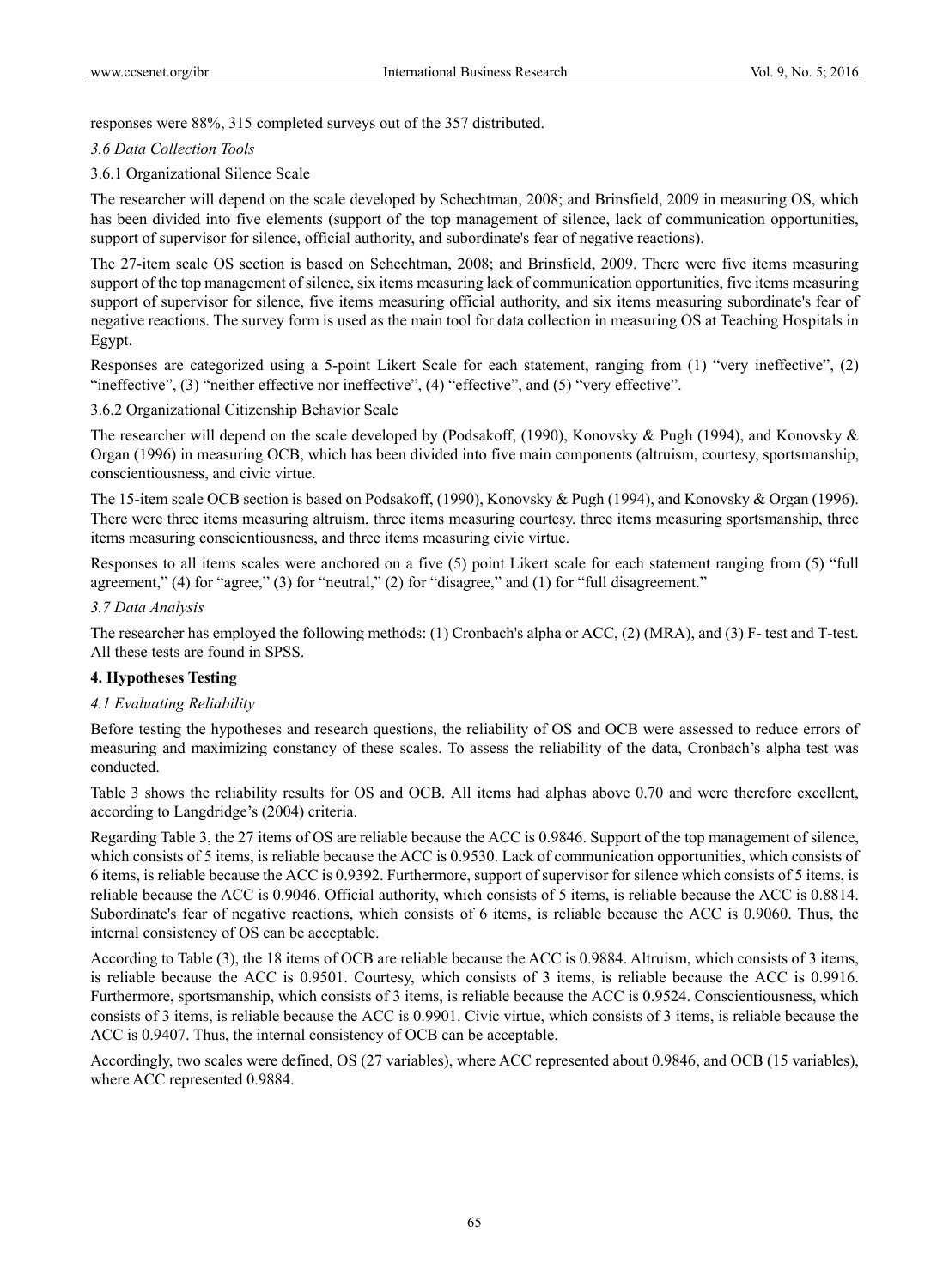responses were 88%, 315 completed surveys out of the 357 distributed.

### *3.6 Data Collection Tools*

#### 3.6.1 Organizational Silence Scale

The researcher will depend on the scale developed by Schechtman, 2008; and Brinsfield, 2009 in measuring OS, which has been divided into five elements (support of the top management of silence, lack of communication opportunities, support of supervisor for silence, official authority, and subordinate's fear of negative reactions).

The 27-item scale OS section is based on Schechtman, 2008; and Brinsfield, 2009. There were five items measuring support of the top management of silence, six items measuring lack of communication opportunities, five items measuring support of supervisor for silence, five items measuring official authority, and six items measuring subordinate's fear of negative reactions. The survey form is used as the main tool for data collection in measuring OS at Teaching Hospitals in Egypt.

Responses are categorized using a 5-point Likert Scale for each statement, ranging from (1) "very ineffective", (2) "ineffective", (3) "neither effective nor ineffective", (4) "effective", and (5) "very effective".

#### 3.6.2 Organizational Citizenship Behavior Scale

The researcher will depend on the scale developed by (Podsakoff, (1990), Konovsky & Pugh (1994), and Konovsky & Organ (1996) in measuring OCB, which has been divided into five main components (altruism, courtesy, sportsmanship, conscientiousness, and civic virtue.

The 15-item scale OCB section is based on Podsakoff, (1990), Konovsky & Pugh (1994), and Konovsky & Organ (1996). There were three items measuring altruism, three items measuring courtesy, three items measuring sportsmanship, three items measuring conscientiousness, and three items measuring civic virtue.

Responses to all items scales were anchored on a five (5) point Likert scale for each statement ranging from (5) "full agreement," (4) for "agree," (3) for "neutral," (2) for "disagree," and (1) for "full disagreement."

### *3.7 Data Analysis*

The researcher has employed the following methods: (1) Cronbach's alpha or ACC, (2) (MRA), and (3) F- test and T-test. All these tests are found in SPSS.

## 4. Hypotheses Testing

### *4.1 Evaluating Reliability*

Before testing the hypotheses and research questions, the reliability of OS and OCB were assessed to reduce errors of measuring and maximizing constancy of these scales. To assess the reliability of the data, Cronbach's alpha test was conducted.

Table 3 shows the reliability results for OS and OCB. All items had alphas above 0.70 and were therefore excellent, according to Langdridge's (2004) criteria.

Regarding Table 3, the 27 items of OS are reliable because the ACC is 0.9846. Support of the top management of silence, which consists of 5 items, is reliable because the ACC is 0.9530. Lack of communication opportunities, which consists of 6 items, is reliable because the ACC is 0.9392. Furthermore, support of supervisor for silence which consists of 5 items, is reliable because the ACC is 0.9046. Official authority, which consists of 5 items, is reliable because the ACC is 0.8814. Subordinate's fear of negative reactions, which consists of 6 items, is reliable because the ACC is 0.9060. Thus, the internal consistency of OS can be acceptable.

According to Table (3), the 18 items of OCB are reliable because the ACC is 0.9884. Altruism, which consists of 3 items, is reliable because the ACC is 0.9501. Courtesy, which consists of 3 items, is reliable because the ACC is 0.9916. Furthermore, sportsmanship, which consists of 3 items, is reliable because the ACC is 0.9524. Conscientiousness, which consists of 3 items, is reliable because the ACC is 0.9901. Civic virtue, which consists of 3 items, is reliable because the ACC is 0.9407. Thus, the internal consistency of OCB can be acceptable.

Accordingly, two scales were defined, OS (27 variables), where ACC represented about 0.9846, and OCB (15 variables), where ACC represented 0.9884.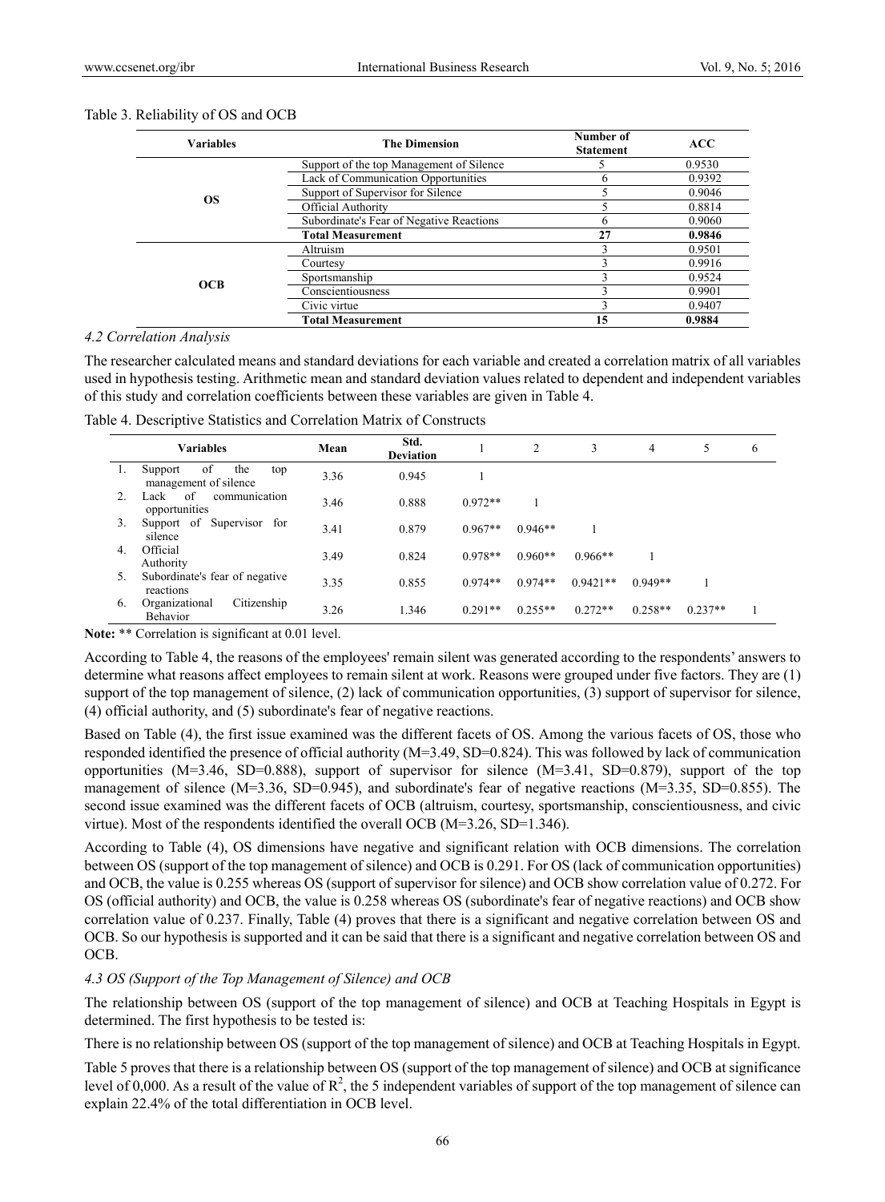Table 3. Reliability of OS and OCB

| Variables | The Dimension | Number of Statement | ACC |
|---|---|---|---|
| OS | Support of the top Management of Silence | 5 | 0.9530 |
| | Lack of Communication Opportunities | 6 | 0.9392 |
| | Support of Supervisor for Silence | 5 | 0.9046 |
| | Official Authority | 5 | 0.8814 |
| | Subordinate's Fear of Negative Reactions | 6 | 0.9060 |
| | **Total Measurement** | **27** | **0.9846** |
| OCB | Altruism | 3 | 0.9501 |
| | Courtesy | 3 | 0.9916 |
| | Sportsmanship | 3 | 0.9524 |
| | Conscientiousness | 3 | 0.9901 |
| | Civic virtue | 3 | 0.9407 |
| | **Total Measurement** | **15** | **0.9884** |

*4.2 Correlation Analysis*

The researcher calculated means and standard deviations for each variable and created a correlation matrix of all variables used in hypothesis testing. Arithmetic mean and standard deviation values related to dependent and independent variables of this study and correlation coefficients between these variables are given in Table 4.

Table 4. Descriptive Statistics and Correlation Matrix of Constructs

| Variables | Mean | Std. Deviation | 1 | 2 | 3 | 4 | 5 | 6 |
|---|---|---|---|---|---|---|---|---|
| 1. Support of the top management of silence | 3.36 | 0.945 | 1 | | | | | |
| 2. Lack of communication opportunities | 3.46 | 0.888 | 0.972** | 1 | | | | |
| 3. Support of Supervisor for silence | 3.41 | 0.879 | 0.967** | 0.946** | 1 | | | |
| 4. Official Authority | 3.49 | 0.824 | 0.978** | 0.960** | 0.966** | 1 | | |
| 5. Subordinate's fear of negative reactions | 3.35 | 0.855 | 0.974** | 0.974** | 0.9421** | 0.949** | 1 | |
| 6. Organizational Citizenship Behavior | 3.26 | 1.346 | 0.291** | 0.255** | 0.272** | 0.258** | 0.237** | 1 |

**Note:** ** Correlation is significant at 0.01 level.

According to Table 4, the reasons of the employees' remain silent was generated according to the respondents' answers to determine what reasons affect employees to remain silent at work. Reasons were grouped under five factors. They are (1) support of the top management of silence, (2) lack of communication opportunities, (3) support of supervisor for silence, (4) official authority, and (5) subordinate's fear of negative reactions.

Based on Table (4), the first issue examined was the different facets of OS. Among the various facets of OS, those who responded identified the presence of official authority (M=3.49, SD=0.824). This was followed by lack of communication opportunities (M=3.46, SD=0.888), support of supervisor for silence (M=3.41, SD=0.879), support of the top management of silence (M=3.36, SD=0.945), and subordinate's fear of negative reactions (M=3.35, SD=0.855). The second issue examined was the different facets of OCB (altruism, courtesy, sportsmanship, conscientiousness, and civic virtue). Most of the respondents identified the overall OCB (M=3.26, SD=1.346).

According to Table (4), OS dimensions have negative and significant relation with OCB dimensions. The correlation between OS (support of the top management of silence) and OCB is 0.291. For OS (lack of communication opportunities) and OCB, the value is 0.255 whereas OS (support of supervisor for silence) and OCB show correlation value of 0.272. For OS (official authority) and OCB, the value is 0.258 whereas OS (subordinate's fear of negative reactions) and OCB show correlation value of 0.237. Finally, Table (4) proves that there is a significant and negative correlation between OS and OCB. So our hypothesis is supported and it can be said that there is a significant and negative correlation between OS and OCB.

*4.3 OS (Support of the Top Management of Silence) and OCB*

The relationship between OS (support of the top management of silence) and OCB at Teaching Hospitals in Egypt is determined. The first hypothesis to be tested is:

There is no relationship between OS (support of the top management of silence) and OCB at Teaching Hospitals in Egypt.

Table 5 proves that there is a relationship between OS (support of the top management of silence) and OCB at significance level of 0,000. As a result of the value of $R^2$, the 5 independent variables of support of the top management of silence can explain 22.4% of the total differentiation in OCB level.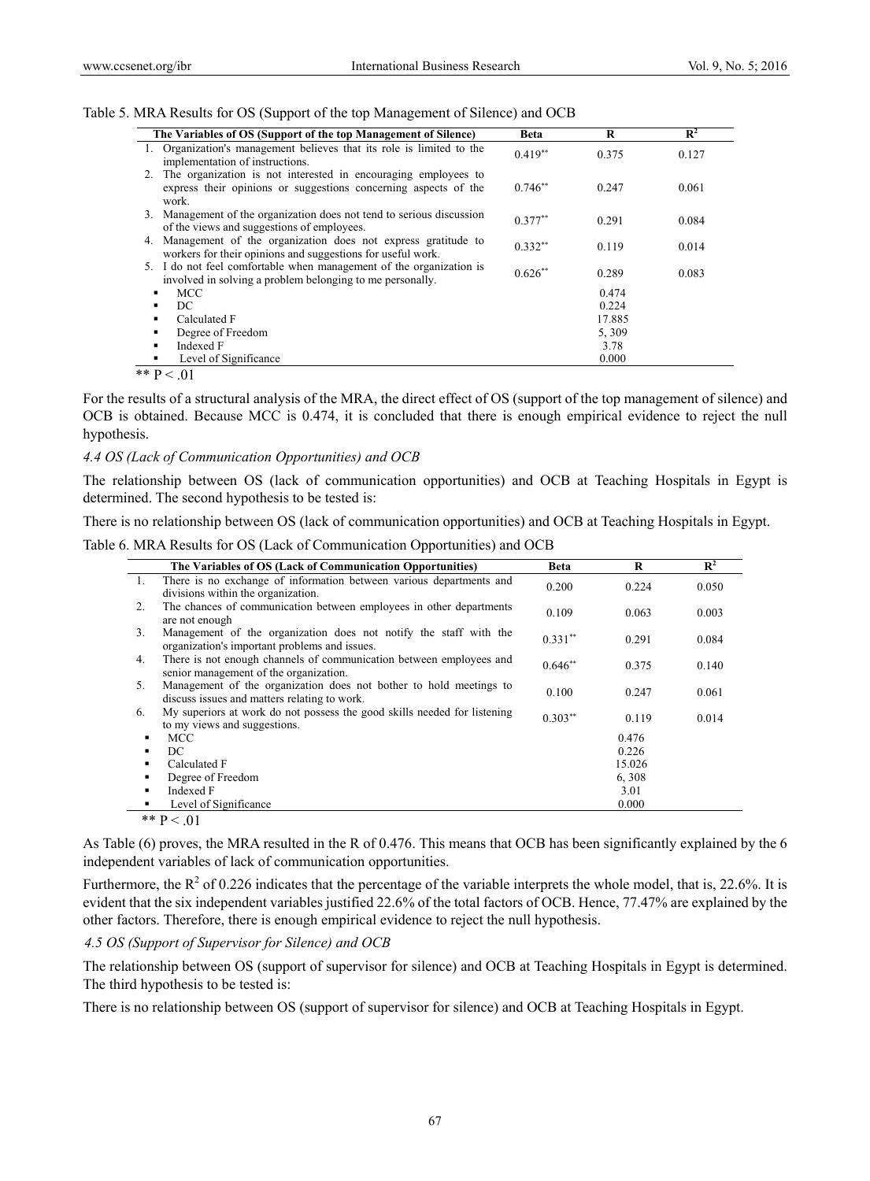Table 5. MRA Results for OS (Support of the top Management of Silence) and OCB

| The Variables of OS (Support of the top Management of Silence) | Beta | R | $R^2$ |
|---|---|---|---|
| 1. Organization's management believes that its role is limited to the implementation of instructions. | 0.419** | 0.375 | 0.127 |
| 2. The organization is not interested in encouraging employees to express their opinions or suggestions concerning aspects of the work. | 0.746** | 0.247 | 0.061 |
| 3. Management of the organization does not tend to serious discussion of the views and suggestions of employees. | 0.377** | 0.291 | 0.084 |
| 4. Management of the organization does not express gratitude to workers for their opinions and suggestions for useful work. | 0.332** | 0.119 | 0.014 |
| 5. I do not feel comfortable when management of the organization is involved in solving a problem belonging to me personally. | 0.626** | 0.289 | 0.083 |
| ▪ MCC | | 0.474 | |
| ▪ DC | | 0.224 | |
| ▪ Calculated F | | 17.885 | |
| ▪ Degree of Freedom | | 5, 309 | |
| ▪ Indexed F | | 3.78 | |
| ▪ Level of Significance | | 0.000 | |

** $P < .01$

For the results of a structural analysis of the MRA, the direct effect of OS (support of the top management of silence) and OCB is obtained. Because MCC is 0.474, it is concluded that there is enough empirical evidence to reject the null hypothesis.

### *4.4 OS (Lack of Communication Opportunities) and OCB*

The relationship between OS (lack of communication opportunities) and OCB at Teaching Hospitals in Egypt is determined. The second hypothesis to be tested is:

There is no relationship between OS (lack of communication opportunities) and OCB at Teaching Hospitals in Egypt.

Table 6. MRA Results for OS (Lack of Communication Opportunities) and OCB

| | The Variables of OS (Lack of Communication Opportunities) | Beta | R | $R^2$ |
|---|---|---|---|---|
| 1. | There is no exchange of information between various departments and divisions within the organization. | 0.200 | 0.224 | 0.050 |
| 2. | The chances of communication between employees in other departments are not enough | 0.109 | 0.063 | 0.003 |
| 3. | Management of the organization does not notify the staff with the organization's important problems and issues. | 0.331** | 0.291 | 0.084 |
| 4. | There is not enough channels of communication between employees and senior management of the organization. | 0.646** | 0.375 | 0.140 |
| 5. | Management of the organization does not bother to hold meetings to discuss issues and matters relating to work. | 0.100 | 0.247 | 0.061 |
| 6. | My superiors at work do not possess the good skills needed for listening to my views and suggestions. | 0.303** | 0.119 | 0.014 |
| ▪ | MCC | | 0.476 | |
| ▪ | DC | | 0.226 | |
| ▪ | Calculated F | | 15.026 | |
| ▪ | Degree of Freedom | | 6, 308 | |
| ▪ | Indexed F | | 3.01 | |
| ▪ | Level of Significance | | 0.000 | |

** $P < .01$

As Table (6) proves, the MRA resulted in the R of 0.476. This means that OCB has been significantly explained by the 6 independent variables of lack of communication opportunities.

Furthermore, the $R^2$ of 0.226 indicates that the percentage of the variable interprets the whole model, that is, 22.6%. It is evident that the six independent variables justified 22.6% of the total factors of OCB. Hence, 77.47% are explained by the other factors. Therefore, there is enough empirical evidence to reject the null hypothesis.

### *4.5 OS (Support of Supervisor for Silence) and OCB*

The relationship between OS (support of supervisor for silence) and OCB at Teaching Hospitals in Egypt is determined. The third hypothesis to be tested is:

There is no relationship between OS (support of supervisor for silence) and OCB at Teaching Hospitals in Egypt.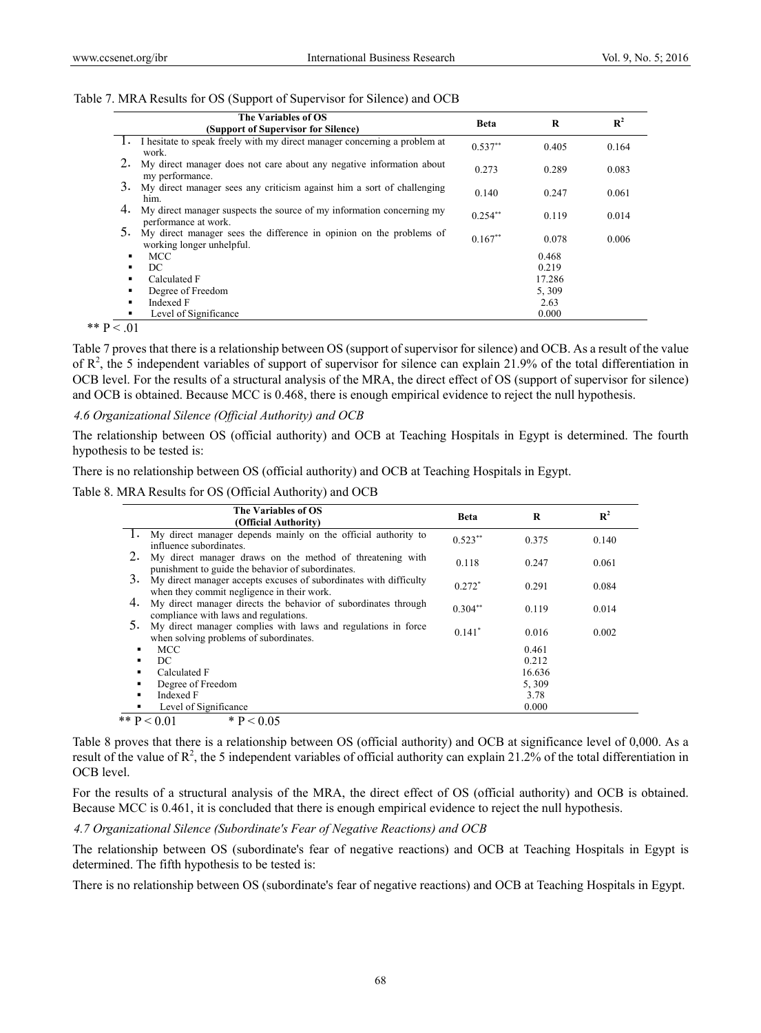Table 7. MRA Results for OS (Support of Supervisor for Silence) and OCB

| The Variables of OS (Support of Supervisor for Silence) | Beta | R | $R^2$ |
|---|---|---|---|
| 1. I hesitate to speak freely with my direct manager concerning a problem at work. | 0.537** | 0.405 | 0.164 |
| 2. My direct manager does not care about any negative information about my performance. | 0.273 | 0.289 | 0.083 |
| 3. My direct manager sees any criticism against him a sort of challenging him. | 0.140 | 0.247 | 0.061 |
| 4. My direct manager suspects the source of my information concerning my performance at work. | 0.254** | 0.119 | 0.014 |
| 5. My direct manager sees the difference in opinion on the problems of working longer unhelpful. | 0.167** | 0.078 | 0.006 |
| ▪ MCC | | 0.468 | |
| ▪ DC | | 0.219 | |
| ▪ Calculated F | | 17.286 | |
| ▪ Degree of Freedom | | 5, 309 | |
| ▪ Indexed F | | 2.63 | |
| ▪ Level of Significance | | 0.000 | |

** $P < .01$

Table 7 proves that there is a relationship between OS (support of supervisor for silence) and OCB. As a result of the value of $R^2$, the 5 independent variables of support of supervisor for silence can explain 21.9% of the total differentiation in OCB level. For the results of a structural analysis of the MRA, the direct effect of OS (support of supervisor for silence) and OCB is obtained. Because MCC is 0.468, there is enough empirical evidence to reject the null hypothesis.

### *4.6 Organizational Silence (Official Authority) and OCB*

The relationship between OS (official authority) and OCB at Teaching Hospitals in Egypt is determined. The fourth hypothesis to be tested is:

There is no relationship between OS (official authority) and OCB at Teaching Hospitals in Egypt.

Table 8. MRA Results for OS (Official Authority) and OCB

| The Variables of OS (Official Authority) | Beta | R | $R^2$ |
|---|---|---|---|
| 1. My direct manager depends mainly on the official authority to influence subordinates. | 0.523** | 0.375 | 0.140 |
| 2. My direct manager draws on the method of threatening with punishment to guide the behavior of subordinates. | 0.118 | 0.247 | 0.061 |
| 3. My direct manager accepts excuses of subordinates with difficulty when they commit negligence in their work. | 0.272* | 0.291 | 0.084 |
| 4. My direct manager directs the behavior of subordinates through compliance with laws and regulations. | 0.304** | 0.119 | 0.014 |
| 5. My direct manager complies with laws and regulations in force when solving problems of subordinates. | 0.141* | 0.016 | 0.002 |
| ▪ MCC | | 0.461 | |
| ▪ DC | | 0.212 | |
| ▪ Calculated F | | 16.636 | |
| ▪ Degree of Freedom | | 5, 309 | |
| ▪ Indexed F | | 3.78 | |
| ▪ Level of Significance | | 0.000 | |

** $P < 0.01$ &nbsp;&nbsp;&nbsp; * $P < 0.05$

Table 8 proves that there is a relationship between OS (official authority) and OCB at significance level of 0,000. As a result of the value of $R^2$, the 5 independent variables of official authority can explain 21.2% of the total differentiation in OCB level.

For the results of a structural analysis of the MRA, the direct effect of OS (official authority) and OCB is obtained. Because MCC is 0.461, it is concluded that there is enough empirical evidence to reject the null hypothesis.

### *4.7 Organizational Silence (Subordinate's Fear of Negative Reactions) and OCB*

The relationship between OS (subordinate's fear of negative reactions) and OCB at Teaching Hospitals in Egypt is determined. The fifth hypothesis to be tested is:

There is no relationship between OS (subordinate's fear of negative reactions) and OCB at Teaching Hospitals in Egypt.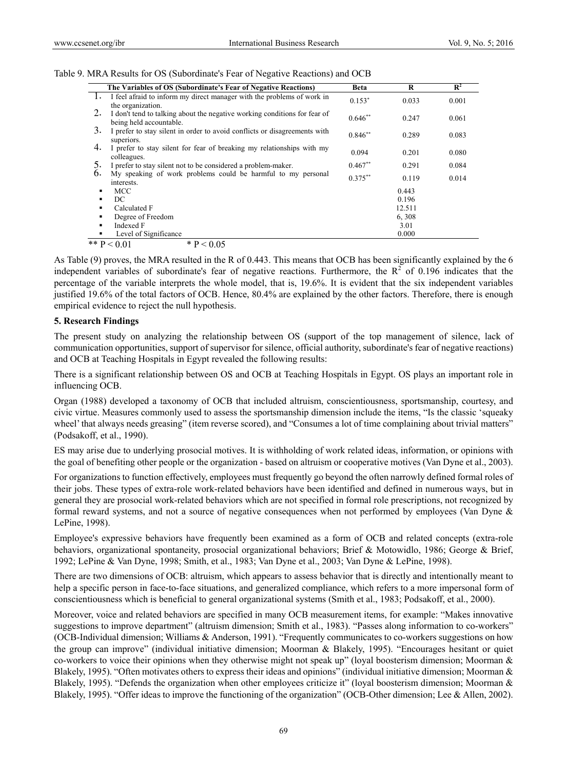Table 9. MRA Results for OS (Subordinate's Fear of Negative Reactions) and OCB

| | The Variables of OS (Subordinate's Fear of Negative Reactions) | Beta | R | $R^2$ |
|---|---|---|---|---|
| 1. | I feel afraid to inform my direct manager with the problems of work in the organization. | $0.153^{*}$ | 0.033 | 0.001 |
| 2. | I don't tend to talking about the negative working conditions for fear of being held accountable. | $0.646^{**}$ | 0.247 | 0.061 |
| 3. | I prefer to stay silent in order to avoid conflicts or disagreements with superiors. | $0.846^{**}$ | 0.289 | 0.083 |
| 4. | I prefer to stay silent for fear of breaking my relationships with my colleagues. | 0.094 | 0.201 | 0.080 |
| 5. | I prefer to stay silent not to be considered a problem-maker. | $0.467^{**}$ | 0.291 | 0.084 |
| 6. | My speaking of work problems could be harmful to my personal interests. | $0.375^{**}$ | 0.119 | 0.014 |
| ▪ | MCC | | 0.443 | |
| ▪ | DC | | 0.196 | |
| ▪ | Calculated F | | 12.511 | |
| ▪ | Degree of Freedom | | 6, 308 | |
| ▪ | Indexed F | | 3.01 | |
| ▪ | Level of Significance | | 0.000 | |

** $P < 0.01$ * $P < 0.05$

As Table (9) proves, the MRA resulted in the R of 0.443. This means that OCB has been significantly explained by the 6 independent variables of subordinate's fear of negative reactions. Furthermore, the $R^2$ of 0.196 indicates that the percentage of the variable interprets the whole model, that is, 19.6%. It is evident that the six independent variables justified 19.6% of the total factors of OCB. Hence, 80.4% are explained by the other factors. Therefore, there is enough empirical evidence to reject the null hypothesis.

**5. Research Findings**

The present study on analyzing the relationship between OS (support of the top management of silence, lack of communication opportunities, support of supervisor for silence, official authority, subordinate's fear of negative reactions) and OCB at Teaching Hospitals in Egypt revealed the following results:

There is a significant relationship between OS and OCB at Teaching Hospitals in Egypt. OS plays an important role in influencing OCB.

Organ (1988) developed a taxonomy of OCB that included altruism, conscientiousness, sportsmanship, courtesy, and civic virtue. Measures commonly used to assess the sportsmanship dimension include the items, "Is the classic 'squeaky wheel' that always needs greasing" (item reverse scored), and "Consumes a lot of time complaining about trivial matters" (Podsakoff, et al., 1990).

ES may arise due to underlying prosocial motives. It is withholding of work related ideas, information, or opinions with the goal of benefiting other people or the organization - based on altruism or cooperative motives (Van Dyne et al., 2003).

For organizations to function effectively, employees must frequently go beyond the often narrowly defined formal roles of their jobs. These types of extra-role work-related behaviors have been identified and defined in numerous ways, but in general they are prosocial work-related behaviors which are not specified in formal role prescriptions, not recognized by formal reward systems, and not a source of negative consequences when not performed by employees (Van Dyne & LePine, 1998).

Employee's expressive behaviors have frequently been examined as a form of OCB and related concepts (extra-role behaviors, organizational spontaneity, prosocial organizational behaviors; Brief & Motowidlo, 1986; George & Brief, 1992; LePine & Van Dyne, 1998; Smith, et al., 1983; Van Dyne et al., 2003; Van Dyne & LePine, 1998).

There are two dimensions of OCB: altruism, which appears to assess behavior that is directly and intentionally meant to help a specific person in face-to-face situations, and generalized compliance, which refers to a more impersonal form of conscientiousness which is beneficial to general organizational systems (Smith et al., 1983; Podsakoff, et al., 2000).

Moreover, voice and related behaviors are specified in many OCB measurement items, for example: "Makes innovative suggestions to improve department" (altruism dimension; Smith et al., 1983). "Passes along information to co-workers" (OCB-Individual dimension; Williams & Anderson, 1991). "Frequently communicates to co-workers suggestions on how the group can improve" (individual initiative dimension; Moorman & Blakely, 1995). "Encourages hesitant or quiet co-workers to voice their opinions when they otherwise might not speak up" (loyal boosterism dimension; Moorman & Blakely, 1995). "Often motivates others to express their ideas and opinions" (individual initiative dimension; Moorman & Blakely, 1995). "Defends the organization when other employees criticize it" (loyal boosterism dimension; Moorman & Blakely, 1995). "Offer ideas to improve the functioning of the organization" (OCB-Other dimension; Lee & Allen, 2002).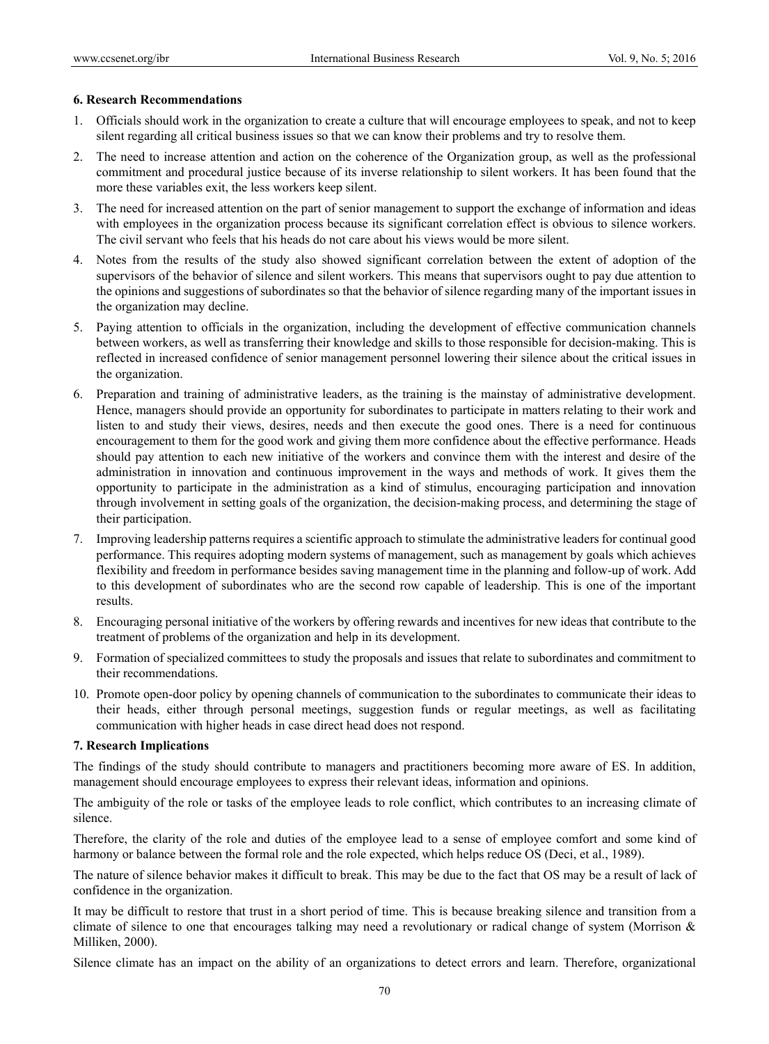### 6. Research Recommendations

1. Officials should work in the organization to create a culture that will encourage employees to speak, and not to keep silent regarding all critical business issues so that we can know their problems and try to resolve them.
2. The need to increase attention and action on the coherence of the Organization group, as well as the professional commitment and procedural justice because of its inverse relationship to silent workers. It has been found that the more these variables exit, the less workers keep silent.
3. The need for increased attention on the part of senior management to support the exchange of information and ideas with employees in the organization process because its significant correlation effect is obvious to silence workers. The civil servant who feels that his heads do not care about his views would be more silent.
4. Notes from the results of the study also showed significant correlation between the extent of adoption of the supervisors of the behavior of silence and silent workers. This means that supervisors ought to pay due attention to the opinions and suggestions of subordinates so that the behavior of silence regarding many of the important issues in the organization may decline.
5. Paying attention to officials in the organization, including the development of effective communication channels between workers, as well as transferring their knowledge and skills to those responsible for decision-making. This is reflected in increased confidence of senior management personnel lowering their silence about the critical issues in the organization.
6. Preparation and training of administrative leaders, as the training is the mainstay of administrative development. Hence, managers should provide an opportunity for subordinates to participate in matters relating to their work and listen to and study their views, desires, needs and then execute the good ones. There is a need for continuous encouragement to them for the good work and giving them more confidence about the effective performance. Heads should pay attention to each new initiative of the workers and convince them with the interest and desire of the administration in innovation and continuous improvement in the ways and methods of work. It gives them the opportunity to participate in the administration as a kind of stimulus, encouraging participation and innovation through involvement in setting goals of the organization, the decision-making process, and determining the stage of their participation.
7. Improving leadership patterns requires a scientific approach to stimulate the administrative leaders for continual good performance. This requires adopting modern systems of management, such as management by goals which achieves flexibility and freedom in performance besides saving management time in the planning and follow-up of work. Add to this development of subordinates who are the second row capable of leadership. This is one of the important results.
8. Encouraging personal initiative of the workers by offering rewards and incentives for new ideas that contribute to the treatment of problems of the organization and help in its development.
9. Formation of specialized committees to study the proposals and issues that relate to subordinates and commitment to their recommendations.
10. Promote open-door policy by opening channels of communication to the subordinates to communicate their ideas to their heads, either through personal meetings, suggestion funds or regular meetings, as well as facilitating communication with higher heads in case direct head does not respond.

### 7. Research Implications

The findings of the study should contribute to managers and practitioners becoming more aware of ES. In addition, management should encourage employees to express their relevant ideas, information and opinions.

The ambiguity of the role or tasks of the employee leads to role conflict, which contributes to an increasing climate of silence.

Therefore, the clarity of the role and duties of the employee lead to a sense of employee comfort and some kind of harmony or balance between the formal role and the role expected, which helps reduce OS (Deci, et al., 1989).

The nature of silence behavior makes it difficult to break. This may be due to the fact that OS may be a result of lack of confidence in the organization.

It may be difficult to restore that trust in a short period of time. This is because breaking silence and transition from a climate of silence to one that encourages talking may need a revolutionary or radical change of system (Morrison & Milliken, 2000).

Silence climate has an impact on the ability of an organizations to detect errors and learn. Therefore, organizational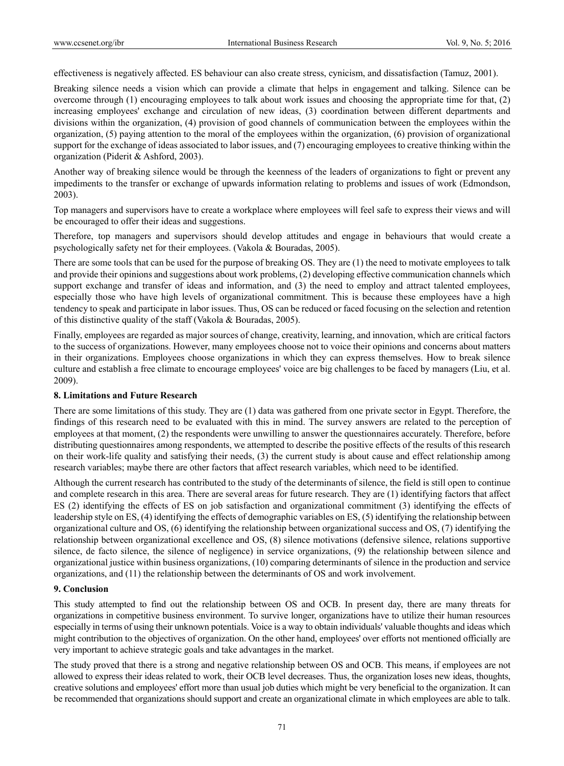effectiveness is negatively affected. ES behaviour can also create stress, cynicism, and dissatisfaction (Tamuz, 2001).

Breaking silence needs a vision which can provide a climate that helps in engagement and talking. Silence can be overcome through (1) encouraging employees to talk about work issues and choosing the appropriate time for that, (2) increasing employees' exchange and circulation of new ideas, (3) coordination between different departments and divisions within the organization, (4) provision of good channels of communication between the employees within the organization, (5) paying attention to the moral of the employees within the organization, (6) provision of organizational support for the exchange of ideas associated to labor issues, and (7) encouraging employees to creative thinking within the organization (Piderit & Ashford, 2003).

Another way of breaking silence would be through the keenness of the leaders of organizations to fight or prevent any impediments to the transfer or exchange of upwards information relating to problems and issues of work (Edmondson, 2003).

Top managers and supervisors have to create a workplace where employees will feel safe to express their views and will be encouraged to offer their ideas and suggestions.

Therefore, top managers and supervisors should develop attitudes and engage in behaviours that would create a psychologically safety net for their employees. (Vakola & Bouradas, 2005).

There are some tools that can be used for the purpose of breaking OS. They are (1) the need to motivate employees to talk and provide their opinions and suggestions about work problems, (2) developing effective communication channels which support exchange and transfer of ideas and information, and (3) the need to employ and attract talented employees, especially those who have high levels of organizational commitment. This is because these employees have a high tendency to speak and participate in labor issues. Thus, OS can be reduced or faced focusing on the selection and retention of this distinctive quality of the staff (Vakola & Bouradas, 2005).

Finally, employees are regarded as major sources of change, creativity, learning, and innovation, which are critical factors to the success of organizations. However, many employees choose not to voice their opinions and concerns about matters in their organizations. Employees choose organizations in which they can express themselves. How to break silence culture and establish a free climate to encourage employees' voice are big challenges to be faced by managers (Liu, et al. 2009).

## 8. Limitations and Future Research

There are some limitations of this study. They are (1) data was gathered from one private sector in Egypt. Therefore, the findings of this research need to be evaluated with this in mind. The survey answers are related to the perception of employees at that moment, (2) the respondents were unwilling to answer the questionnaires accurately. Therefore, before distributing questionnaires among respondents, we attempted to describe the positive effects of the results of this research on their work-life quality and satisfying their needs, (3) the current study is about cause and effect relationship among research variables; maybe there are other factors that affect research variables, which need to be identified.

Although the current research has contributed to the study of the determinants of silence, the field is still open to continue and complete research in this area. There are several areas for future research. They are (1) identifying factors that affect ES (2) identifying the effects of ES on job satisfaction and organizational commitment (3) identifying the effects of leadership style on ES, (4) identifying the effects of demographic variables on ES, (5) identifying the relationship between organizational culture and OS, (6) identifying the relationship between organizational success and OS, (7) identifying the relationship between organizational excellence and OS, (8) silence motivations (defensive silence, relations supportive silence, de facto silence, the silence of negligence) in service organizations, (9) the relationship between silence and organizational justice within business organizations, (10) comparing determinants of silence in the production and service organizations, and (11) the relationship between the determinants of OS and work involvement.

## 9. Conclusion

This study attempted to find out the relationship between OS and OCB. In present day, there are many threats for organizations in competitive business environment. To survive longer, organizations have to utilize their human resources especially in terms of using their unknown potentials. Voice is a way to obtain individuals' valuable thoughts and ideas which might contribution to the objectives of organization. On the other hand, employees' over efforts not mentioned officially are very important to achieve strategic goals and take advantages in the market.

The study proved that there is a strong and negative relationship between OS and OCB. This means, if employees are not allowed to express their ideas related to work, their OCB level decreases. Thus, the organization loses new ideas, thoughts, creative solutions and employees' effort more than usual job duties which might be very beneficial to the organization. It can be recommended that organizations should support and create an organizational climate in which employees are able to talk.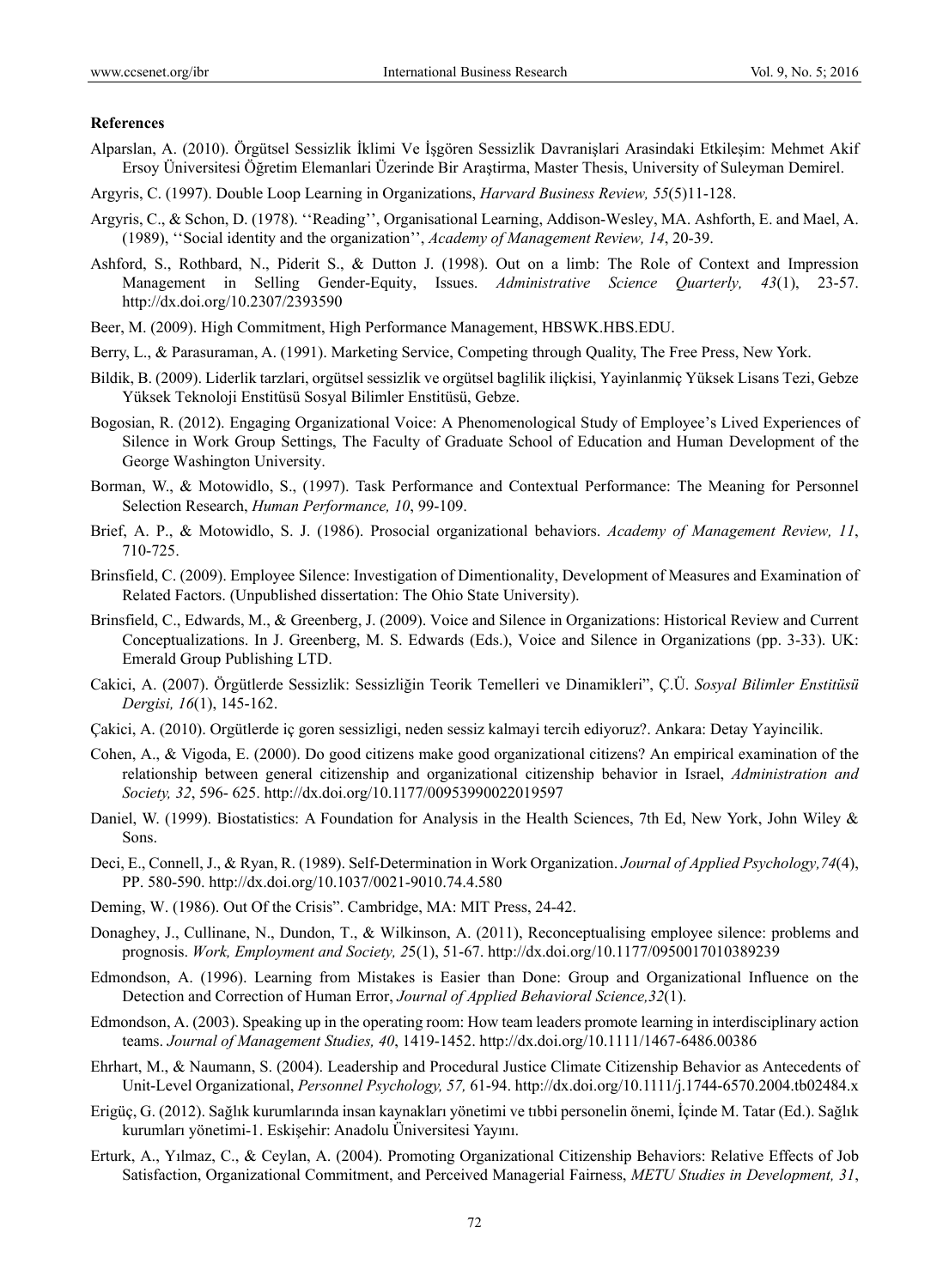**References**

Alparslan, A. (2010). Örgütsel Sessizlik İklimi Ve İşgören Sessizlik Davranişlari Arasindaki Etkileşim: Mehmet Akif Ersoy Üniversitesi Öğretim Elemanlari Üzerinde Bir Araştirma, Master Thesis, University of Suleyman Demirel.

Argyris, C. (1997). Double Loop Learning in Organizations, *Harvard Business Review, 55*(5)11-128.

Argyris, C., & Schon, D. (1978). ''Reading'', Organisational Learning, Addison-Wesley, MA. Ashforth, E. and Mael, A. (1989), ''Social identity and the organization'', *Academy of Management Review, 14*, 20-39.

Ashford, S., Rothbard, N., Piderit S., & Dutton J. (1998). Out on a limb: The Role of Context and Impression Management in Selling Gender-Equity, Issues. *Administrative Science Quarterly, 43*(1), 23-57. http://dx.doi.org/10.2307/2393590

Beer, M. (2009). High Commitment, High Performance Management, HBSWK.HBS.EDU.

Berry, L., & Parasuraman, A. (1991). Marketing Service, Competing through Quality, The Free Press, New York.

Bildik, B. (2009). Liderlik tarzlari, orgütsel sessizlik ve orgütsel baglilik iliçkisi, Yayinlanmiç Yüksek Lisans Tezi, Gebze Yüksek Teknoloji Enstitüsü Sosyal Bilimler Enstitüsü, Gebze.

Bogosian, R. (2012). Engaging Organizational Voice: A Phenomenological Study of Employee's Lived Experiences of Silence in Work Group Settings, The Faculty of Graduate School of Education and Human Development of the George Washington University.

Borman, W., & Motowidlo, S., (1997). Task Performance and Contextual Performance: The Meaning for Personnel Selection Research, *Human Performance, 10*, 99-109.

Brief, A. P., & Motowidlo, S. J. (1986). Prosocial organizational behaviors. *Academy of Management Review, 11*, 710-725.

Brinsfield, C. (2009). Employee Silence: Investigation of Dimentionality, Development of Measures and Examination of Related Factors. (Unpublished dissertation: The Ohio State University).

Brinsfield, C., Edwards, M., & Greenberg, J. (2009). Voice and Silence in Organizations: Historical Review and Current Conceptualizations. In J. Greenberg, M. S. Edwards (Eds.), Voice and Silence in Organizations (pp. 3-33). UK: Emerald Group Publishing LTD.

Cakici, A. (2007). Örgütlerde Sessizlik: Sessizliğin Teorik Temelleri ve Dinamikleri", Ç.Ü. *Sosyal Bilimler Enstitüsü Dergisi, 16*(1), 145-162.

Çakici, A. (2010). Orgütlerde iç goren sessizligi, neden sessiz kalmayi tercih ediyoruz?. Ankara: Detay Yayincilik.

Cohen, A., & Vigoda, E. (2000). Do good citizens make good organizational citizens? An empirical examination of the relationship between general citizenship and organizational citizenship behavior in Israel, *Administration and Society, 32*, 596- 625. http://dx.doi.org/10.1177/00953990022019597

Daniel, W. (1999). Biostatistics: A Foundation for Analysis in the Health Sciences, 7th Ed, New York, John Wiley & Sons.

Deci, E., Connell, J., & Ryan, R. (1989). Self-Determination in Work Organization. *Journal of Applied Psychology,74*(4), PP. 580-590. http://dx.doi.org/10.1037/0021-9010.74.4.580

Deming, W. (1986). Out Of the Crisis". Cambridge, MA: MIT Press, 24-42.

Donaghey, J., Cullinane, N., Dundon, T., & Wilkinson, A. (2011), Reconceptualising employee silence: problems and prognosis. *Work, Employment and Society, 2*5(1), 51-67. http://dx.doi.org/10.1177/0950017010389239

Edmondson, A. (1996). Learning from Mistakes is Easier than Done: Group and Organizational Influence on the Detection and Correction of Human Error, *Journal of Applied Behavioral Science,32*(1).

Edmondson, A. (2003). Speaking up in the operating room: How team leaders promote learning in interdisciplinary action teams. *Journal of Management Studies, 40*, 1419-1452. http://dx.doi.org/10.1111/1467-6486.00386

Ehrhart, M., & Naumann, S. (2004). Leadership and Procedural Justice Climate Citizenship Behavior as Antecedents of Unit-Level Organizational, *Personnel Psychology, 57,* 61-94. http://dx.doi.org/10.1111/j.1744-6570.2004.tb02484.x

Erigüç, G. (2012). Sağlık kurumlarında insan kaynakları yönetimi ve tıbbi personelin önemi, İçinde M. Tatar (Ed.). Sağlık kurumları yönetimi-1. Eskişehir: Anadolu Üniversitesi Yayını.

Erturk, A., Yılmaz, C., & Ceylan, A. (2004). Promoting Organizational Citizenship Behaviors: Relative Effects of Job Satisfaction, Organizational Commitment, and Perceived Managerial Fairness, *METU Studies in Development, 31*,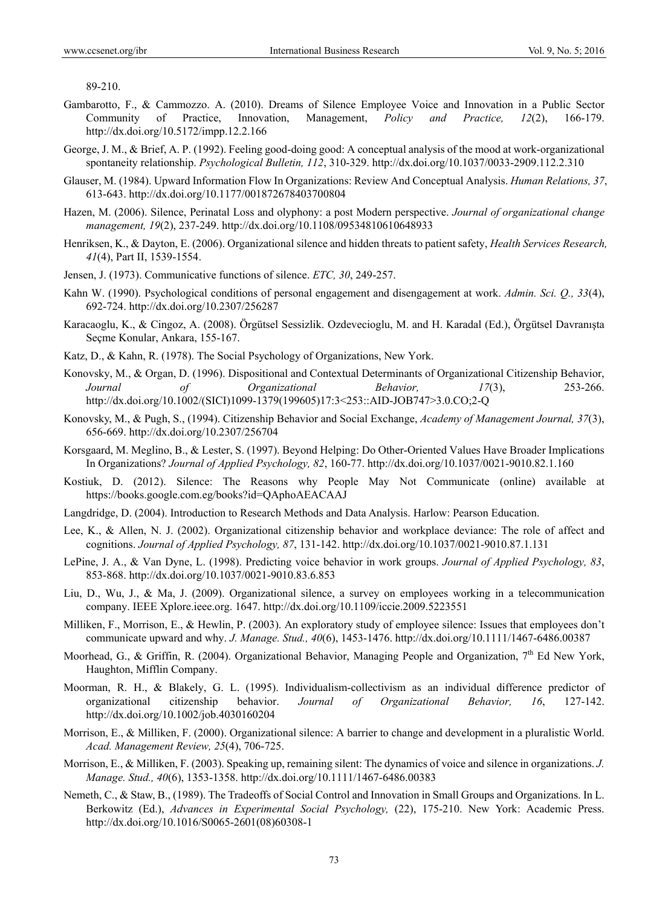89-210.

Gambarotto, F., & Cammozzo. A. (2010). Dreams of Silence Employee Voice and Innovation in a Public Sector Community of Practice, Innovation, Management, *Policy and Practice, 12*(2), 166-179. http://dx.doi.org/10.5172/impp.12.2.166

George, J. M., & Brief, A. P. (1992). Feeling good-doing good: A conceptual analysis of the mood at work-organizational spontaneity relationship. *Psychological Bulletin, 112*, 310-329. http://dx.doi.org/10.1037/0033-2909.112.2.310

Glauser, M. (1984). Upward Information Flow In Organizations: Review And Conceptual Analysis. *Human Relations, 37*, 613-643. http://dx.doi.org/10.1177/001872678403700804

Hazen, M. (2006). Silence, Perinatal Loss and olyphony: a post Modern perspective. *Journal of organizational change management, 19*(2), 237-249. http://dx.doi.org/10.1108/09534810610648933

Henriksen, K., & Dayton, E. (2006). Organizational silence and hidden threats to patient safety, *Health Services Research, 41*(4), Part II, 1539-1554.

Jensen, J. (1973). Communicative functions of silence. *ETC, 30*, 249-257.

Kahn W. (1990). Psychological conditions of personal engagement and disengagement at work. *Admin. Sci. Q., 33*(4), 692-724. http://dx.doi.org/10.2307/256287

Karacaoglu, K., & Cingoz, A. (2008). Örgütsel Sessizlik. Ozdevecioglu, M. and H. Karadal (Ed.), Örgütsel Davranışta Seçme Konular, Ankara, 155-167.

Katz, D., & Kahn, R. (1978). The Social Psychology of Organizations, New York.

Konovsky, M., & Organ, D. (1996). Dispositional and Contextual Determinants of Organizational Citizenship Behavior, *Journal of Organizational Behavior, 17*(3), 253-266. http://dx.doi.org/10.1002/(SICI)1099-1379(199605)17:3<253::AID-JOB747>3.0.CO;2-Q

Konovsky, M., & Pugh, S., (1994). Citizenship Behavior and Social Exchange, *Academy of Management Journal, 37*(3), 656-669. http://dx.doi.org/10.2307/256704

Korsgaard, M. Meglino, B., & Lester, S. (1997). Beyond Helping: Do Other-Oriented Values Have Broader Implications In Organizations? *Journal of Applied Psychology, 82*, 160-77. http://dx.doi.org/10.1037/0021-9010.82.1.160

Kostiuk, D. (2012). Silence: The Reasons why People May Not Communicate (online) available at https://books.google.com.eg/books?id=QAphoAEACAAJ

Langdridge, D. (2004). Introduction to Research Methods and Data Analysis. Harlow: Pearson Education.

Lee, K., & Allen, N. J. (2002). Organizational citizenship behavior and workplace deviance: The role of affect and cognitions. *Journal of Applied Psychology, 87*, 131-142. http://dx.doi.org/10.1037/0021-9010.87.1.131

LePine, J. A., & Van Dyne, L. (1998). Predicting voice behavior in work groups. *Journal of Applied Psychology, 83*, 853-868. http://dx.doi.org/10.1037/0021-9010.83.6.853

Liu, D., Wu, J., & Ma, J. (2009). Organizational silence, a survey on employees working in a telecommunication company. IEEE Xplore.ieee.org. 1647. http://dx.doi.org/10.1109/iccie.2009.5223551

Milliken, F., Morrison, E., & Hewlin, P. (2003). An exploratory study of employee silence: Issues that employees don't communicate upward and why. *J. Manage. Stud., 40*(6), 1453-1476. http://dx.doi.org/10.1111/1467-6486.00387

Moorhead, G., & Griffin, R. (2004). Organizational Behavior, Managing People and Organization, 7th Ed New York, Haughton, Mifflin Company.

Moorman, R. H., & Blakely, G. L. (1995). Individualism-collectivism as an individual difference predictor of organizational citizenship behavior. *Journal of Organizational Behavior, 16*, 127-142. http://dx.doi.org/10.1002/job.4030160204

Morrison, E., & Milliken, F. (2000). Organizational silence: A barrier to change and development in a pluralistic World. *Acad. Management Review, 25*(4), 706-725.

Morrison, E., & Milliken, F. (2003). Speaking up, remaining silent: The dynamics of voice and silence in organizations. *J. Manage. Stud., 40*(6), 1353-1358. http://dx.doi.org/10.1111/1467-6486.00383

Nemeth, C., & Staw, B., (1989). The Tradeoffs of Social Control and Innovation in Small Groups and Organizations. In L. Berkowitz (Ed.), *Advances in Experimental Social Psychology,* (22), 175-210. New York: Academic Press. http://dx.doi.org/10.1016/S0065-2601(08)60308-1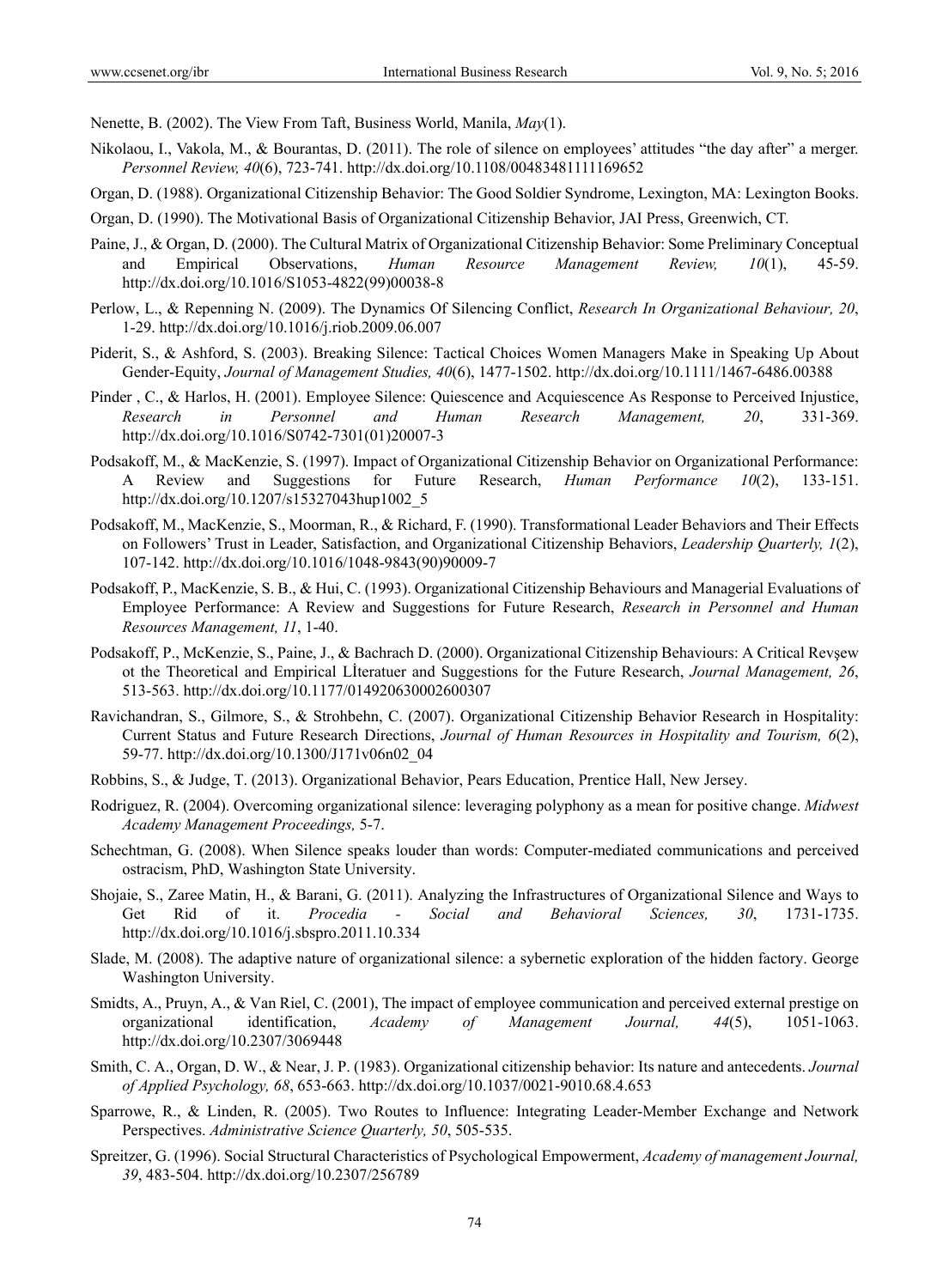Nenette, B. (2002). The View From Taft, Business World, Manila, *May*(1).

Nikolaou, I., Vakola, M., & Bourantas, D. (2011). The role of silence on employees' attitudes "the day after" a merger. *Personnel Review, 40*(6), 723-741. http://dx.doi.org/10.1108/00483481111169652

Organ, D. (1988). Organizational Citizenship Behavior: The Good Soldier Syndrome, Lexington, MA: Lexington Books.

Organ, D. (1990). The Motivational Basis of Organizational Citizenship Behavior, JAI Press, Greenwich, CT.

Paine, J., & Organ, D. (2000). The Cultural Matrix of Organizational Citizenship Behavior: Some Preliminary Conceptual and Empirical Observations, *Human Resource Management Review, 10*(1), 45-59. http://dx.doi.org/10.1016/S1053-4822(99)00038-8

Perlow, L., & Repenning N. (2009). The Dynamics Of Silencing Conflict, *Research In Organizational Behaviour, 20*, 1-29. http://dx.doi.org/10.1016/j.riob.2009.06.007

Piderit, S., & Ashford, S. (2003). Breaking Silence: Tactical Choices Women Managers Make in Speaking Up About Gender-Equity, *Journal of Management Studies, 40*(6), 1477-1502. http://dx.doi.org/10.1111/1467-6486.00388

Pinder , C., & Harlos, H. (2001). Employee Silence: Quiescence and Acquiescence As Response to Perceived Injustice, *Research in Personnel and Human Research Management, 20*, 331-369. http://dx.doi.org/10.1016/S0742-7301(01)20007-3

Podsakoff, M., & MacKenzie, S. (1997). Impact of Organizational Citizenship Behavior on Organizational Performance: A Review and Suggestions for Future Research, *Human Performance 10*(2), 133-151. http://dx.doi.org/10.1207/s15327043hup1002_5

Podsakoff, M., MacKenzie, S., Moorman, R., & Richard, F. (1990). Transformational Leader Behaviors and Their Effects on Followers' Trust in Leader, Satisfaction, and Organizational Citizenship Behaviors, *Leadership Quarterly, 1*(2), 107-142. http://dx.doi.org/10.1016/1048-9843(90)90009-7

Podsakoff, P., MacKenzie, S. B., & Hui, C. (1993). Organizational Citizenship Behaviours and Managerial Evaluations of Employee Performance: A Review and Suggestions for Future Research, *Research in Personnel and Human Resources Management, 11*, 1-40.

Podsakoff, P., McKenzie, S., Paine, J., & Bachrach D. (2000). Organizational Citizenship Behaviours: A Critical Revşew ot the Theoretical and Empirical Lİteratuer and Suggestions for the Future Research, *Journal Management, 26*, 513-563. http://dx.doi.org/10.1177/014920630002600307

Ravichandran, S., Gilmore, S., & Strohbehn, C. (2007). Organizational Citizenship Behavior Research in Hospitality: Current Status and Future Research Directions, *Journal of Human Resources in Hospitality and Tourism, 6*(2), 59-77. http://dx.doi.org/10.1300/J171v06n02_04

Robbins, S., & Judge, T. (2013). Organizational Behavior, Pears Education, Prentice Hall, New Jersey.

Rodriguez, R. (2004). Overcoming organizational silence: leveraging polyphony as a mean for positive change. *Midwest Academy Management Proceedings,* 5-7.

Schechtman, G. (2008). When Silence speaks louder than words: Computer-mediated communications and perceived ostracism, PhD, Washington State University.

Shojaie, S., Zaree Matin, H., & Barani, G. (2011). Analyzing the Infrastructures of Organizational Silence and Ways to Get Rid of it. *Procedia - Social and Behavioral Sciences, 30*, 1731-1735. http://dx.doi.org/10.1016/j.sbspro.2011.10.334

Slade, M. (2008). The adaptive nature of organizational silence: a sybernetic exploration of the hidden factory. George Washington University.

Smidts, A., Pruyn, A., & Van Riel, C. (2001), The impact of employee communication and perceived external prestige on organizational identification, *Academy of Management Journal, 44*(5), 1051-1063. http://dx.doi.org/10.2307/3069448

Smith, C. A., Organ, D. W., & Near, J. P. (1983). Organizational citizenship behavior: Its nature and antecedents. *Journal of Applied Psychology, 68*, 653-663. http://dx.doi.org/10.1037/0021-9010.68.4.653

Sparrowe, R., & Linden, R. (2005). Two Routes to Influence: Integrating Leader-Member Exchange and Network Perspectives. *Administrative Science Quarterly, 50*, 505-535.

Spreitzer, G. (1996). Social Structural Characteristics of Psychological Empowerment, *Academy of management Journal, 39*, 483-504. http://dx.doi.org/10.2307/256789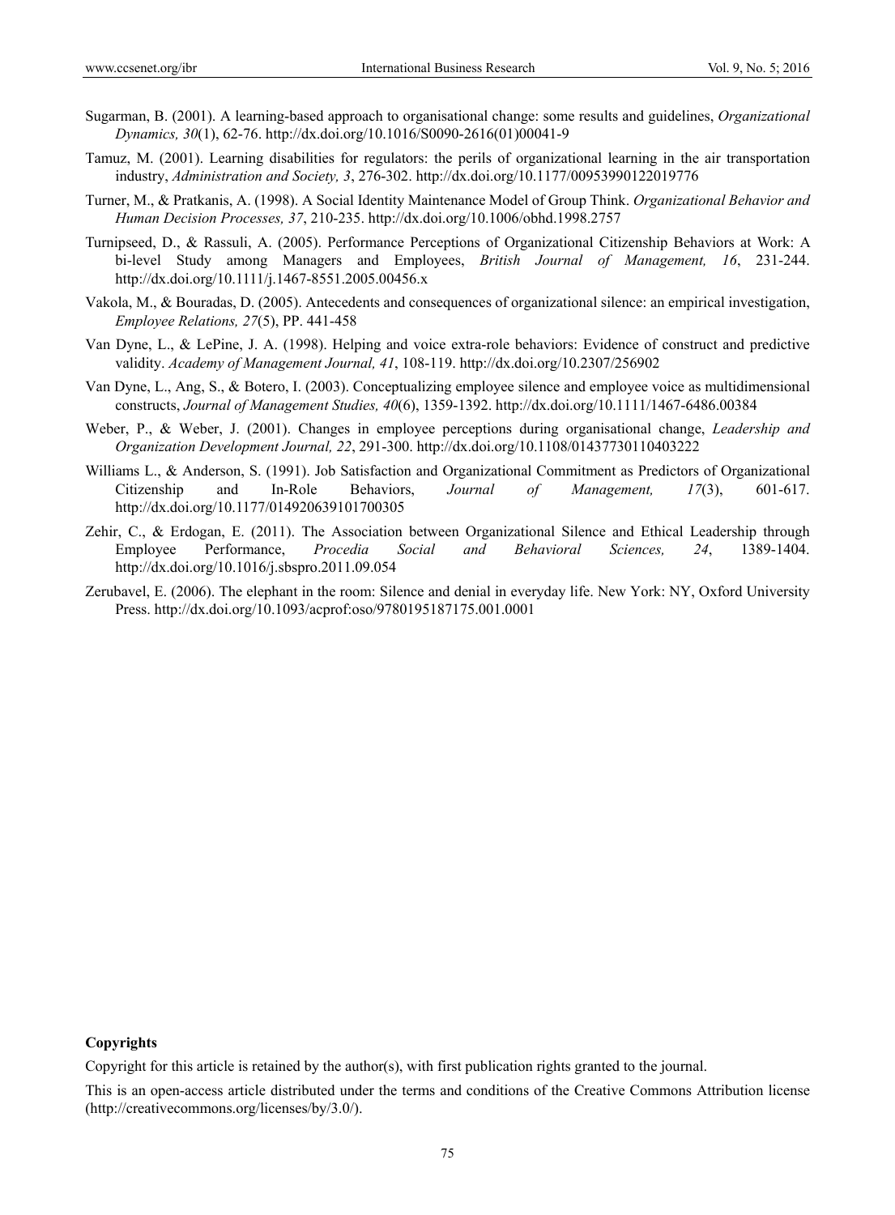Sugarman, B. (2001). A learning-based approach to organisational change: some results and guidelines, *Organizational Dynamics, 30*(1), 62-76. http://dx.doi.org/10.1016/S0090-2616(01)00041-9

Tamuz, M. (2001). Learning disabilities for regulators: the perils of organizational learning in the air transportation industry, *Administration and Society, 3*, 276-302. http://dx.doi.org/10.1177/00953990122019776

Turner, M., & Pratkanis, A. (1998). A Social Identity Maintenance Model of Group Think. *Organizational Behavior and Human Decision Processes, 37*, 210-235. http://dx.doi.org/10.1006/obhd.1998.2757

Turnipseed, D., & Rassuli, A. (2005). Performance Perceptions of Organizational Citizenship Behaviors at Work: A bi-level Study among Managers and Employees, *British Journal of Management, 16*, 231-244. http://dx.doi.org/10.1111/j.1467-8551.2005.00456.x

Vakola, M., & Bouradas, D. (2005). Antecedents and consequences of organizational silence: an empirical investigation, *Employee Relations, 27*(5), PP. 441-458

Van Dyne, L., & LePine, J. A. (1998). Helping and voice extra-role behaviors: Evidence of construct and predictive validity. *Academy of Management Journal, 41*, 108-119. http://dx.doi.org/10.2307/256902

Van Dyne, L., Ang, S., & Botero, I. (2003). Conceptualizing employee silence and employee voice as multidimensional constructs, *Journal of Management Studies, 40*(6), 1359-1392. http://dx.doi.org/10.1111/1467-6486.00384

Weber, P., & Weber, J. (2001). Changes in employee perceptions during organisational change, *Leadership and Organization Development Journal, 22*, 291-300. http://dx.doi.org/10.1108/01437730110403222

Williams L., & Anderson, S. (1991). Job Satisfaction and Organizational Commitment as Predictors of Organizational Citizenship and In-Role Behaviors, *Journal of Management, 17*(3), 601-617. http://dx.doi.org/10.1177/014920639101700305

Zehir, C., & Erdogan, E. (2011). The Association between Organizational Silence and Ethical Leadership through Employee Performance, *Procedia Social and Behavioral Sciences, 24*, 1389-1404. http://dx.doi.org/10.1016/j.sbspro.2011.09.054

Zerubavel, E. (2006). The elephant in the room: Silence and denial in everyday life. New York: NY, Oxford University Press. http://dx.doi.org/10.1093/acprof:oso/9780195187175.001.0001

**Copyrights**

Copyright for this article is retained by the author(s), with first publication rights granted to the journal.

This is an open-access article distributed under the terms and conditions of the Creative Commons Attribution license (http://creativecommons.org/licenses/by/3.0/).